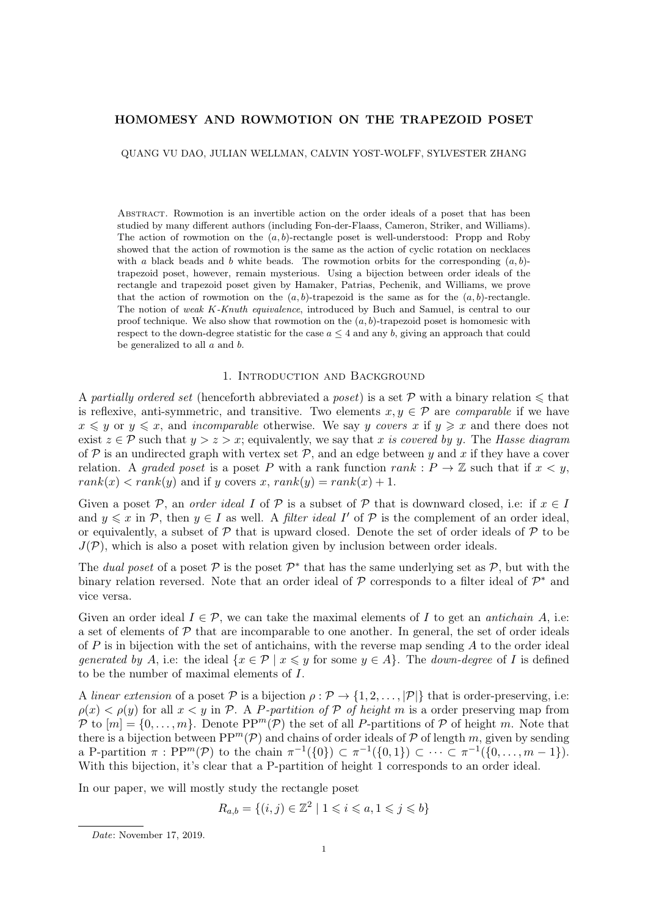# HOMOMESY AND ROWMOTION ON THE TRAPEZOID POSET

QUANG VU DAO, JULIAN WELLMAN, CALVIN YOST-WOLFF, SYLVESTER ZHANG

Abstract. Rowmotion is an invertible action on the order ideals of a poset that has been studied by many different authors (including Fon-der-Flaass, Cameron, Striker, and Williams). The action of rowmotion on the $(a, b)$-rectangle poset is well-understood: Propp and Roby showed that the action of rowmotion is the same as the action of cyclic rotation on necklaces with $a$ black beads and $b$ white beads. The rowmotion orbits for the corresponding $(a, b)$-trapezoid poset, however, remain mysterious. Using a bijection between order ideals of the rectangle and trapezoid poset given by Hamaker, Patrias, Pechenik, and Williams, we prove that the action of rowmotion on the $(a, b)$-trapezoid is the same as for the $(a, b)$-rectangle. The notion of *weak K-Knuth equivalence*, introduced by Buch and Samuel, is central to our proof technique. We also show that rowmotion on the $(a, b)$-trapezoid poset is homomesic with respect to the down-degree statistic for the case $a \leq 4$ and any $b$, giving an approach that could be generalized to all $a$ and $b$.

## 1. Introduction and Background

A *partially ordered set* (henceforth abbreviated a *poset*) is a set $\mathcal{P}$ with a binary relation $\leqslant$ that is reflexive, anti-symmetric, and transitive. Two elements $x, y \in \mathcal{P}$ are *comparable* if we have $x \leqslant y$ or $y \leqslant x$, and *incomparable* otherwise. We say $y$ *covers* $x$ if $y \geqslant x$ and there does not exist $z \in \mathcal{P}$ such that $y > z > x$; equivalently, we say that $x$ *is covered by* $y$. The *Hasse diagram* of $\mathcal{P}$ is an undirected graph with vertex set $\mathcal{P}$, and an edge between $y$ and $x$ if they have a cover relation. A *graded poset* is a poset $P$ with a rank function $rank : P \to \mathbb{Z}$ such that if $x < y$, $rank(x) < rank(y)$ and if $y$ covers $x$, $rank(y) = rank(x) + 1$.

Given a poset $\mathcal{P}$, an *order ideal* $I$ of $\mathcal{P}$ is a subset of $\mathcal{P}$ that is downward closed, i.e: if $x \in I$ and $y \leqslant x$ in $\mathcal{P}$, then $y \in I$ as well. A *filter ideal* $I'$ of $\mathcal{P}$ is the complement of an order ideal, or equivalently, a subset of $\mathcal{P}$ that is upward closed. Denote the set of order ideals of $\mathcal{P}$ to be $J(\mathcal{P})$, which is also a poset with relation given by inclusion between order ideals.

The *dual poset* of a poset $\mathcal{P}$ is the poset $\mathcal{P}^*$ that has the same underlying set as $\mathcal{P}$, but with the binary relation reversed. Note that an order ideal of $\mathcal{P}$ corresponds to a filter ideal of $\mathcal{P}^*$ and vice versa.

Given an order ideal $I \in \mathcal{P}$, we can take the maximal elements of $I$ to get an *antichain* $A$, i.e: a set of elements of $\mathcal{P}$ that are incomparable to one another. In general, the set of order ideals of $P$ is in bijection with the set of antichains, with the reverse map sending $A$ to the order ideal *generated by* $A$, i.e: the ideal $\{x \in \mathcal{P} \mid x \leqslant y \text{ for some } y \in A\}$. The *down-degree* of $I$ is defined to be the number of maximal elements of $I$.

A *linear extension* of a poset $\mathcal{P}$ is a bijection $\rho : \mathcal{P} \to \{1, 2, \ldots, |\mathcal{P}|\}$ that is order-preserving, i.e: $\rho(x) < \rho(y)$ for all $x < y$ in $\mathcal{P}$. A *P-partition of* $\mathcal{P}$ *of height* $m$ is a order preserving map from $\mathcal{P}$ to $[m] = \{0, \ldots, m\}$. Denote $\mathrm{PP}^m(\mathcal{P})$ the set of all $P$-partitions of $\mathcal{P}$ of height $m$. Note that there is a bijection between $\mathrm{PP}^m(\mathcal{P})$ and chains of order ideals of $\mathcal{P}$ of length $m$, given by sending a P-partition $\pi : \mathrm{PP}^m(\mathcal{P})$ to the chain $\pi^{-1}(\{0\}) \subset \pi^{-1}(\{0, 1\}) \subset \cdots \subset \pi^{-1}(\{0, \ldots, m-1\})$. With this bijection, it's clear that a P-partition of height 1 corresponds to an order ideal.

In our paper, we will mostly study the rectangle poset

$$R_{a,b} = \{(i, j) \in \mathbb{Z}^2 \mid 1 \leqslant i \leqslant a, 1 \leqslant j \leqslant b\}$$

---

*Date*: November 17, 2019.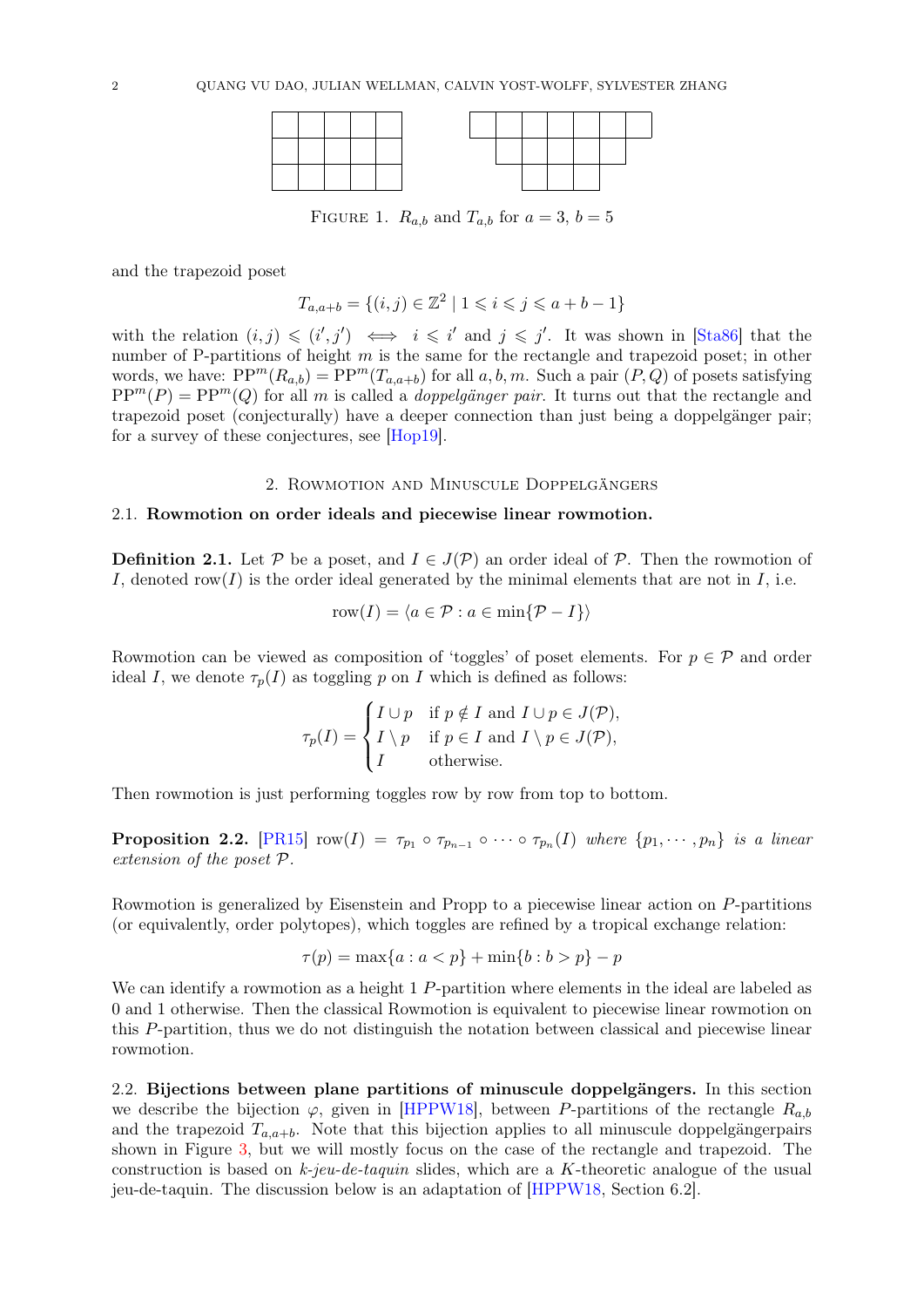FIGURE 1. $R_{a,b}$ and $T_{a,b}$ for $a = 3$, $b = 5$

and the trapezoid poset

$$T_{a,a+b} = \{(i,j) \in \mathbb{Z}^2 \mid 1 \leqslant i \leqslant j \leqslant a+b-1\}$$

with the relation $(i,j) \leqslant (i',j') \iff i \leqslant i'$ and $j \leqslant j'$. It was shown in [Sta86] that the number of P-partitions of height $m$ is the same for the rectangle and trapezoid poset; in other words, we have: $\mathrm{PP}^m(R_{a,b}) = \mathrm{PP}^m(T_{a,a+b})$ for all $a, b, m$. Such a pair $(P, Q)$ of posets satisfying $\mathrm{PP}^m(P) = \mathrm{PP}^m(Q)$ for all $m$ is called a *doppelgänger pair*. It turns out that the rectangle and trapezoid poset (conjecturally) have a deeper connection than just being a doppelgänger pair; for a survey of these conjectures, see [Hop19].

## 2. Rowmotion and Minuscule Doppelgängers

### 2.1. Rowmotion on order ideals and piecewise linear rowmotion.

**Definition 2.1.** Let $\mathcal{P}$ be a poset, and $I \in J(\mathcal{P})$ an order ideal of $\mathcal{P}$. Then the rowmotion of $I$, denoted $\mathrm{row}(I)$ is the order ideal generated by the minimal elements that are not in $I$, i.e.

$$\mathrm{row}(I) = \langle a \in \mathcal{P} : a \in \min\{\mathcal{P} - I\}\rangle$$

Rowmotion can be viewed as composition of 'toggles' of poset elements. For $p \in \mathcal{P}$ and order ideal $I$, we denote $\tau_p(I)$ as toggling $p$ on $I$ which is defined as follows:

$$\tau_p(I) = \begin{cases} I \cup p & \text{if } p \notin I \text{ and } I \cup p \in J(\mathcal{P}), \\ I \setminus p & \text{if } p \in I \text{ and } I \setminus p \in J(\mathcal{P}), \\ I & \text{otherwise.} \end{cases}$$

Then rowmotion is just performing toggles row by row from top to bottom.

**Proposition 2.2.** [PR15] $\mathrm{row}(I) = \tau_{p_1} \circ \tau_{p_{n-1}} \circ \cdots \circ \tau_{p_n}(I)$ *where* $\{p_1, \cdots, p_n\}$ *is a linear extension of the poset* $\mathcal{P}$.

Rowmotion is generalized by Eisenstein and Propp to a piecewise linear action on $P$-partitions (or equivalently, order polytopes), which toggles are refined by a tropical exchange relation:

$$\tau(p) = \max\{a : a < p\} + \min\{b : b > p\} - p$$

We can identify a rowmotion as a height 1 $P$-partition where elements in the ideal are labeled as 0 and 1 otherwise. Then the classical Rowmotion is equivalent to piecewise linear rowmotion on this $P$-partition, thus we do not distinguish the notation between classical and piecewise linear rowmotion.

### 2.2. Bijections between plane partitions of minuscule doppelgängers.

In this section we describe the bijection $\varphi$, given in [HPPW18], between $P$-partitions of the rectangle $R_{a,b}$ and the trapezoid $T_{a,a+b}$. Note that this bijection applies to all minuscule doppelgängerpairs shown in Figure 3, but we will mostly focus on the case of the rectangle and trapezoid. The construction is based on *k-jeu-de-taquin* slides, which are a $K$-theoretic analogue of the usual jeu-de-taquin. The discussion below is an adaptation of [HPPW18, Section 6.2].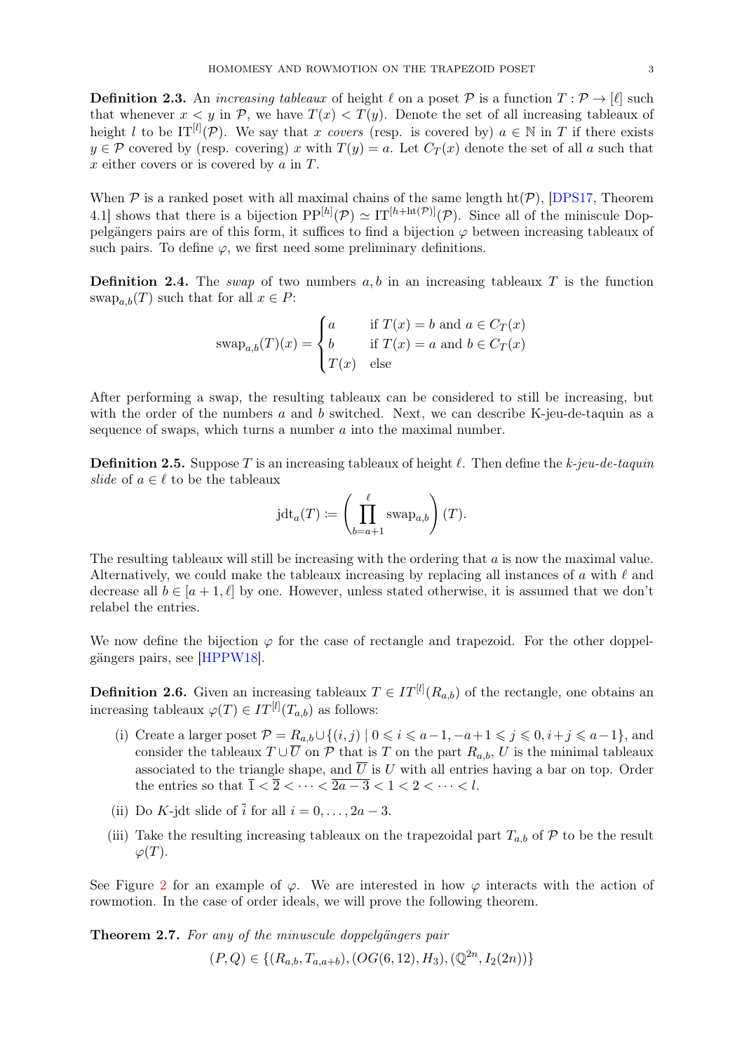**Definition 2.3.** An *increasing tableaux* of height $\ell$ on a poset $\mathcal{P}$ is a function $T : \mathcal{P} \to [\ell]$ such that whenever $x < y$ in $\mathcal{P}$, we have $T(x) < T(y)$. Denote the set of all increasing tableaux of height $l$ to be $\mathrm{IT}^{[l]}(\mathcal{P})$. We say that $x$ *covers* (resp. is covered by) $a \in \mathbb{N}$ in $T$ if there exists $y \in \mathcal{P}$ covered by (resp. covering) $x$ with $T(y) = a$. Let $C_T(x)$ denote the set of all $a$ such that $x$ either covers or is covered by $a$ in $T$.

When $\mathcal{P}$ is a ranked poset with all maximal chains of the same length $\mathrm{ht}(\mathcal{P})$, [DPS17, Theorem 4.1] shows that there is a bijection $\mathrm{PP}^{[h]}(\mathcal{P}) \simeq \mathrm{IT}^{[h+\mathrm{ht}(\mathcal{P})]}(\mathcal{P})$. Since all of the miniscule Doppelgängers pairs are of this form, it suffices to find a bijection $\varphi$ between increasing tableaux of such pairs. To define $\varphi$, we first need some preliminary definitions.

**Definition 2.4.** The *swap* of two numbers $a, b$ in an increasing tableaux $T$ is the function $\mathrm{swap}_{a,b}(T)$ such that for all $x \in P$:

$$\mathrm{swap}_{a,b}(T)(x) = \begin{cases} a & \text{if } T(x) = b \text{ and } a \in C_T(x) \\ b & \text{if } T(x) = a \text{ and } b \in C_T(x) \\ T(x) & \text{else} \end{cases}$$

After performing a swap, the resulting tableaux can be considered to still be increasing, but with the order of the numbers $a$ and $b$ switched. Next, we can describe K-jeu-de-taquin as a sequence of swaps, which turns a number $a$ into the maximal number.

**Definition 2.5.** Suppose $T$ is an increasing tableaux of height $\ell$. Then define the *k-jeu-de-taquin slide* of $a \in \ell$ to be the tableaux

$$\mathrm{jdt}_a(T) \coloneqq \left( \prod_{b=a+1}^{\ell} \mathrm{swap}_{a,b} \right)(T).$$

The resulting tableaux will still be increasing with the ordering that $a$ is now the maximal value. Alternatively, we could make the tableaux increasing by replacing all instances of $a$ with $\ell$ and decrease all $b \in [a+1, \ell]$ by one. However, unless stated otherwise, it is assumed that we don't relabel the entries.

We now define the bijection $\varphi$ for the case of rectangle and trapezoid. For the other doppelgängers pairs, see [HPPW18].

**Definition 2.6.** Given an increasing tableaux $T \in IT^{[l]}(R_{a,b})$ of the rectangle, one obtains an increasing tableaux $\varphi(T) \in IT^{[l]}(T_{a,b})$ as follows:

(i) Create a larger poset $\mathcal{P} = R_{a,b} \cup \{(i,j) \mid 0 \leqslant i \leqslant a-1, -a+1 \leqslant j \leqslant 0, i+j \leqslant a-1\}$, and consider the tableaux $T \cup \overline{U}$ on $\mathcal{P}$ that is $T$ on the part $R_{a,b}$, $U$ is the minimal tableaux associated to the triangle shape, and $\overline{U}$ is $U$ with all entries having a bar on top. Order the entries so that $\overline{1} < \overline{2} < \cdots < \overline{2a-3} < 1 < 2 < \cdots < l$.

(ii) Do $K$-jdt slide of $\bar{i}$ for all $i = 0, \ldots, 2a-3$.

(iii) Take the resulting increasing tableaux on the trapezoidal part $T_{a,b}$ of $\mathcal{P}$ to be the result $\varphi(T)$.

See Figure 2 for an example of $\varphi$. We are interested in how $\varphi$ interacts with the action of rowmotion. In the case of order ideals, we will prove the following theorem.

**Theorem 2.7.** *For any of the minuscule doppelgängers pair*

$$(P, Q) \in \{(R_{a,b}, T_{a,a+b}), (OG(6,12), H_3), (\mathbb{Q}^{2n}, I_2(2n))\}$$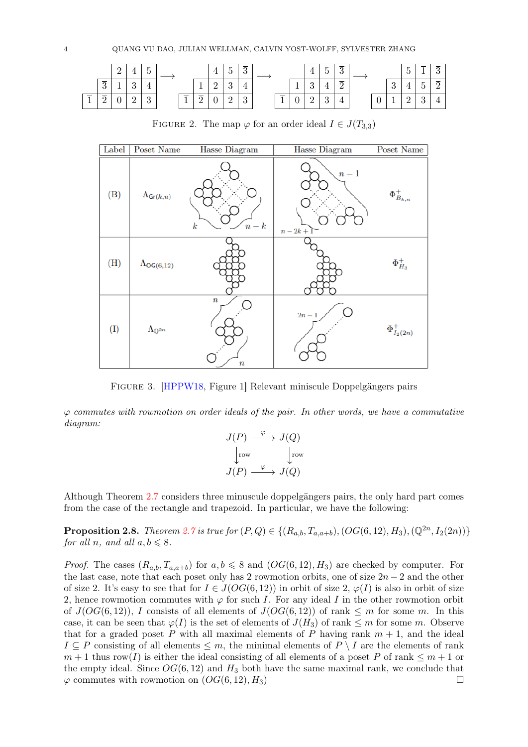| | 2 | 4 | 5 |
|---|---|---|---|
| $\overline{3}$ | 1 | 3 | 4 |
| $\overline{1}$ $\overline{2}$ | 0 | 2 | 3 |

$\longrightarrow$

| | 4 | 5 | $\overline{3}$ |
|---|---|---|---|
| 1 | 2 | 3 | 4 |
| $\overline{1}$ $\overline{2}$ | 0 | 2 | 3 |

$\longrightarrow$

| | 4 | 5 | $\overline{3}$ |
|---|---|---|---|
| 1 | 3 | 4 | $\overline{2}$ |
| $\overline{1}$ 0 | 2 | 3 | 4 |

$\longrightarrow$

| | 5 | $\overline{1}$ | $\overline{3}$ |
|---|---|---|---|
| 3 | 4 | 5 | $\overline{2}$ |
| 0 1 | 2 | 3 | 4 |

FIGURE 2. The map $\varphi$ for an order ideal $I \in J(T_{3,3})$

| Label | Poset Name | Hasse Diagram | Hasse Diagram | Poset Name |
|---|---|---|---|---|
| (B) | $\Lambda_{\mathsf{Gr}(k,n)}$ | | | $\Phi^+_{B_{k,n}}$ |
| (H) | $\Lambda_{\mathsf{OG}(6,12)}$ | | | $\Phi^+_{H_3}$ |
| (I) | $\Lambda_{\mathbb{Q}^{2n}}$ | | | $\Phi^+_{I_2(2n)}$ |

FIGURE 3. [HPPW18, Figure 1] Relevant miniscule Doppelgängers pairs

*$\varphi$ commutes with rowmotion on order ideals of the pair. In other words, we have a commutative diagram:*

$$\begin{array}{ccc} J(P) & \xrightarrow{\varphi} & J(Q) \\ \downarrow{\scriptstyle \text{row}} & & \downarrow{\scriptstyle \text{row}} \\ J(P) & \xrightarrow{\varphi} & J(Q) \end{array}$$

Although Theorem 2.7 considers three minuscule doppelgängers pairs, the only hard part comes from the case of the rectangle and trapezoid. In particular, we have the following:

**Proposition 2.8.** *Theorem 2.7 is true for $(P, Q) \in \{(R_{a,b}, T_{a,a+b}), (OG(6,12), H_3), (\mathbb{Q}^{2n}, I_2(2n))\}$ for all $n$, and all $a, b \leqslant 8$.*

*Proof.* The cases $(R_{a,b}, T_{a,a+b})$ for $a, b \leqslant 8$ and $(OG(6,12), H_3)$ are checked by computer. For the last case, note that each poset only has 2 rowmotion orbits, one of size $2n-2$ and the other of size 2. It's easy to see that for $I \in J(OG(6,12))$ in orbit of size 2, $\varphi(I)$ is also in orbit of size 2, hence rowmotion commutes with $\varphi$ for such $I$. For any ideal $I$ in the other rowmotion orbit of $J(OG(6,12))$, $I$ consists of all elements of $J(OG(6,12))$ of rank $\leq m$ for some $m$. In this case, it can be seen that $\varphi(I)$ is the set of elements of $J(H_3)$ of rank $\leq m$ for some $m$. Observe that for a graded poset $P$ with all maximal elements of $P$ having rank $m+1$, and the ideal $I \subseteq P$ consisting of all elements $\leq m$, the minimal elements of $P \setminus I$ are the elements of rank $m+1$ thus $\text{row}(I)$ is either the ideal consisting of all elements of a poset $P$ of rank $\leq m+1$ or the empty ideal. Since $OG(6,12)$ and $H_3$ both have the same maximal rank, we conclude that $\varphi$ commutes with rowmotion on $(OG(6,12), H_3)$ □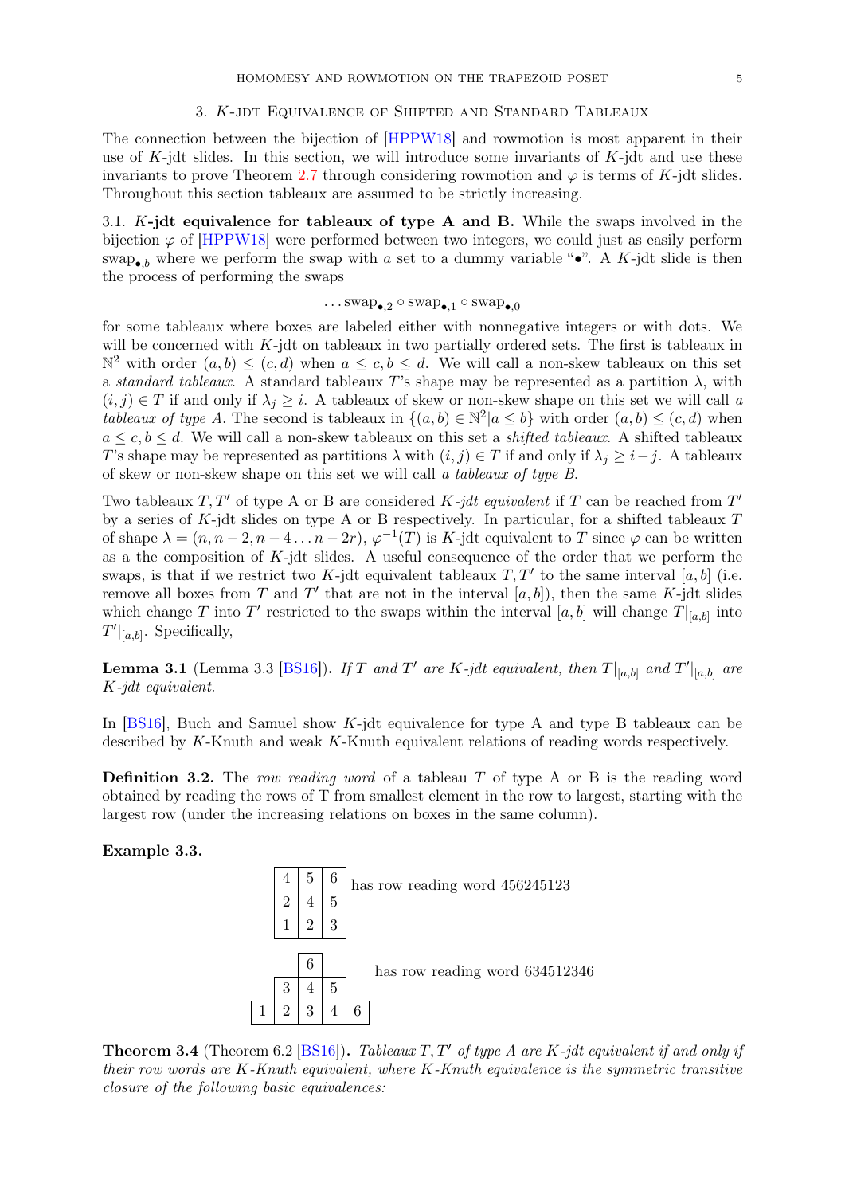## 3. $K$-jdt Equivalence of Shifted and Standard Tableaux

The connection between the bijection of [HPPW18] and rowmotion is most apparent in their use of $K$-jdt slides. In this section, we will introduce some invariants of $K$-jdt and use these invariants to prove Theorem 2.7 through considering rowmotion and $\varphi$ is terms of $K$-jdt slides. Throughout this section tableaux are assumed to be strictly increasing.

### 3.1. $K$-jdt equivalence for tableaux of type A and B.

While the swaps involved in the bijection $\varphi$ of [HPPW18] were performed between two integers, we could just as easily perform $\text{swap}_{\bullet,b}$ where we perform the swap with $a$ set to a dummy variable "$\bullet$". A $K$-jdt slide is then the process of performing the swaps

$$\ldots \text{swap}_{\bullet,2} \circ \text{swap}_{\bullet,1} \circ \text{swap}_{\bullet,0}$$

for some tableaux where boxes are labeled either with nonnegative integers or with dots. We will be concerned with $K$-jdt on tableaux in two partially ordered sets. The first is tableaux in $\mathbb{N}^2$ with order $(a,b) \leq (c,d)$ when $a \leq c, b \leq d$. We will call a non-skew tableaux on this set a *standard tableaux*. A standard tableaux $T$'s shape may be represented as a partition $\lambda$, with $(i,j) \in T$ if and only if $\lambda_j \geq i$. A tableaux of skew or non-skew shape on this set we will call *a tableaux of type A*. The second is tableaux in $\{(a,b) \in \mathbb{N}^2 | a \leq b\}$ with order $(a,b) \leq (c,d)$ when $a \leq c, b \leq d$. We will call a non-skew tableaux on this set a *shifted tableaux*. A shifted tableaux $T$'s shape may be represented as partitions $\lambda$ with $(i,j) \in T$ if and only if $\lambda_j \geq i - j$. A tableaux of skew or non-skew shape on this set we will call *a tableaux of type B*.

Two tableaux $T, T'$ of type A or B are considered *$K$-jdt equivalent* if $T$ can be reached from $T'$ by a series of $K$-jdt slides on type A or B respectively. In particular, for a shifted tableaux $T$ of shape $\lambda = (n, n-2, n-4 \ldots n-2r)$, $\varphi^{-1}(T)$ is $K$-jdt equivalent to $T$ since $\varphi$ can be written as a the composition of $K$-jdt slides. A useful consequence of the order that we perform the swaps, is that if we restrict two $K$-jdt equivalent tableaux $T, T'$ to the same interval $[a,b]$ (i.e. remove all boxes from $T$ and $T'$ that are not in the interval $[a,b]$), then the same $K$-jdt slides which change $T$ into $T'$ restricted to the swaps within the interval $[a,b]$ will change $T|_{[a,b]}$ into $T'|_{[a,b]}$. Specifically,

**Lemma 3.1** (Lemma 3.3 [BS16])**.** *If $T$ and $T'$ are $K$-jdt equivalent, then $T|_{[a,b]}$ and $T'|_{[a,b]}$ are $K$-jdt equivalent.*

In [BS16], Buch and Samuel show $K$-jdt equivalence for type A and type B tableaux can be described by $K$-Knuth and weak $K$-Knuth equivalent relations of reading words respectively.

**Definition 3.2.** The *row reading word* of a tableau $T$ of type A or B is the reading word obtained by reading the rows of T from smallest element in the row to largest, starting with the largest row (under the increasing relations on boxes in the same column).

**Example 3.3.**

| 4 | 5 | 6 |
|---|---|---|
| 2 | 4 | 5 |
| 1 | 2 | 3 |

has row reading word 456245123

|   |   | 6 |   |   |
|---|---|---|---|---|
|   | 3 | 4 | 5 |   |
| 1 | 2 | 3 | 4 | 6 |

has row reading word 634512346

**Theorem 3.4** (Theorem 6.2 [BS16])**.** *Tableaux $T, T'$ of type A are $K$-jdt equivalent if and only if their row words are $K$-Knuth equivalent, where $K$-Knuth equivalence is the symmetric transitive closure of the following basic equivalences:*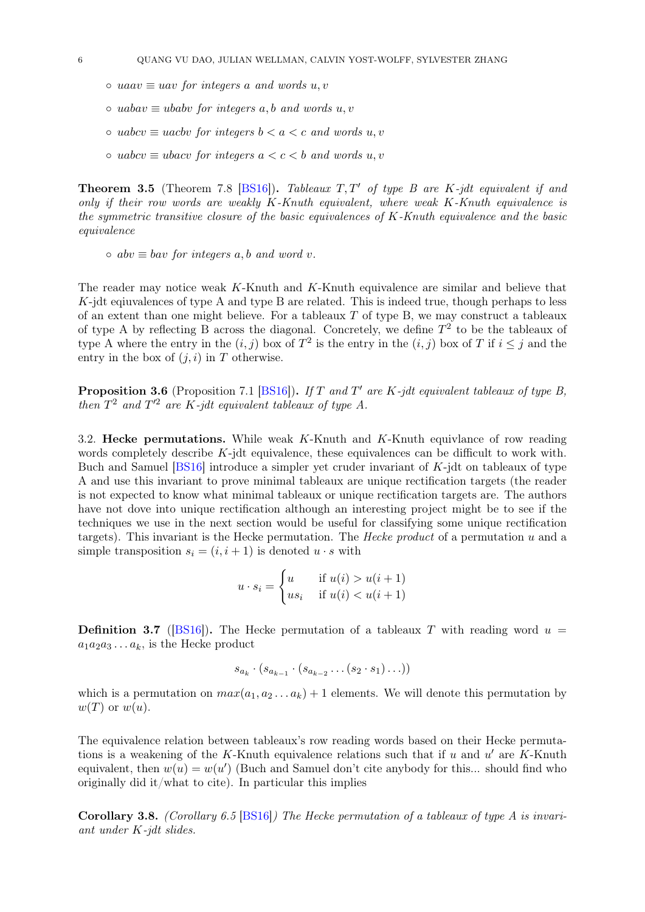- $uaav \equiv uav$ for integers $a$ and words $u, v$
- $uabav \equiv ubabv$ for integers $a, b$ and words $u, v$
- $uabcv \equiv uacbv$ for integers $b < a < c$ and words $u, v$
- $uabcv \equiv ubacv$ for integers $a < c < b$ and words $u, v$

**Theorem 3.5** (Theorem 7.8 [BS16]). *Tableaux $T, T'$ of type B are $K$-jdt equivalent if and only if their row words are weakly $K$-Knuth equivalent, where weak $K$-Knuth equivalence is the symmetric transitive closure of the basic equivalences of $K$-Knuth equivalence and the basic equivalence*

- $abv \equiv bav$ *for integers $a, b$ and word $v$.*

The reader may notice weak $K$-Knuth and $K$-Knuth equivalence are similar and believe that $K$-jdt eqiuvalences of type A and type B are related. This is indeed true, though perhaps to less of an extent than one might believe. For a tableaux $T$ of type B, we may construct a tableaux of type A by reflecting B across the diagonal. Concretely, we define $T^2$ to be the tableaux of type A where the entry in the $(i, j)$ box of $T^2$ is the entry in the $(i, j)$ box of $T$ if $i \leq j$ and the entry in the box of $(j, i)$ in $T$ otherwise.

**Proposition 3.6** (Proposition 7.1 [BS16]). *If $T$ and $T'$ are $K$-jdt equivalent tableaux of type B, then $T^2$ and $T'^2$ are $K$-jdt equivalent tableaux of type A.*

### 3.2. Hecke permutations.

While weak $K$-Knuth and $K$-Knuth equivlance of row reading words completely describe $K$-jdt equivalence, these equivalences can be difficult to work with. Buch and Samuel [BS16] introduce a simpler yet cruder invariant of $K$-jdt on tableaux of type A and use this invariant to prove minimal tableaux are unique rectification targets (the reader is not expected to know what minimal tableaux or unique rectification targets are. The authors have not dove into unique rectification although an interesting project might be to see if the techniques we use in the next section would be useful for classifying some unique rectification targets). This invariant is the Hecke permutation. The *Hecke product* of a permutation $u$ and a simple transposition $s_i = (i, i+1)$ is denoted $u \cdot s$ with

$$u \cdot s_i = \begin{cases} u & \text{if } u(i) > u(i+1) \\ us_i & \text{if } u(i) < u(i+1) \end{cases}$$

**Definition 3.7** ([BS16]). The Hecke permutation of a tableaux $T$ with reading word $u = a_1 a_2 a_3 \ldots a_k$, is the Hecke product

$$s_{a_k} \cdot (s_{a_{k-1}} \cdot (s_{a_{k-2}} \ldots (s_2 \cdot s_1) \ldots))$$

which is a permutation on $max(a_1, a_2 \ldots a_k) + 1$ elements. We will denote this permutation by $w(T)$ or $w(u)$.

The equivalence relation between tableaux's row reading words based on their Hecke permutations is a weakening of the $K$-Knuth equivalence relations such that if $u$ and $u'$ are $K$-Knuth equivalent, then $w(u) = w(u')$ (Buch and Samuel don't cite anybody for this... should find who originally did it/what to cite). In particular this implies

**Corollary 3.8.** *(Corollary 6.5 [BS16]) The Hecke permutation of a tableaux of type A is invariant under $K$-jdt slides.*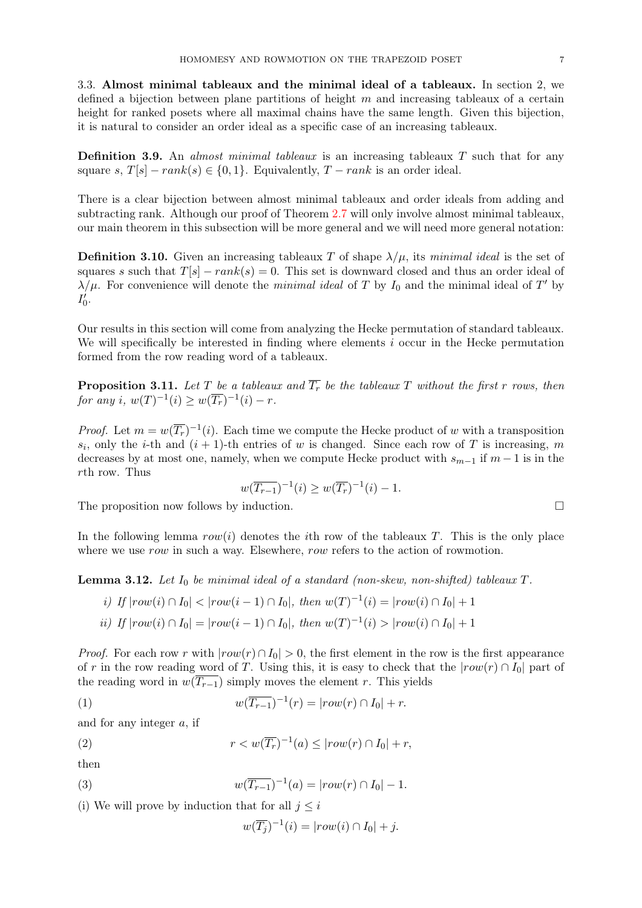3.3. **Almost minimal tableaux and the minimal ideal of a tableaux.** In section 2, we defined a bijection between plane partitions of height $m$ and increasing tableaux of a certain height for ranked posets where all maximal chains have the same length. Given this bijection, it is natural to consider an order ideal as a specific case of an increasing tableaux.

**Definition 3.9.** An *almost minimal tableaux* is an increasing tableaux $T$ such that for any square $s$, $T[s] - rank(s) \in \{0, 1\}$. Equivalently, $T - rank$ is an order ideal.

There is a clear bijection between almost minimal tableaux and order ideals from adding and subtracting rank. Although our proof of Theorem 2.7 will only involve almost minimal tableaux, our main theorem in this subsection will be more general and we will need more general notation:

**Definition 3.10.** Given an increasing tableaux $T$ of shape $\lambda/\mu$, its *minimal ideal* is the set of squares $s$ such that $T[s] - rank(s) = 0$. This set is downward closed and thus an order ideal of $\lambda/\mu$. For convenience will denote the *minimal ideal* of $T$ by $I_0$ and the minimal ideal of $T'$ by $I_0'$.

Our results in this section will come from analyzing the Hecke permutation of standard tableaux. We will specifically be interested in finding where elements $i$ occur in the Hecke permutation formed from the row reading word of a tableaux.

**Proposition 3.11.** *Let $T$ be a tableaux and $\overline{T_r}$ be the tableaux $T$ without the first $r$ rows, then for any $i$, $w(T)^{-1}(i) \geq w(\overline{T_r})^{-1}(i) - r$.*

*Proof.* Let $m = w(\overline{T_r})^{-1}(i)$. Each time we compute the Hecke product of $w$ with a transposition $s_i$, only the $i$-th and $(i+1)$-th entries of $w$ is changed. Since each row of $T$ is increasing, $m$ decreases by at most one, namely, when we compute Hecke product with $s_{m-1}$ if $m-1$ is in the $r$th row. Thus

$$w(\overline{T_{r-1}})^{-1}(i) \geq w(\overline{T_r})^{-1}(i) - 1.$$

The proposition now follows by induction. □

In the following lemma $row(i)$ denotes the $i$th row of the tableaux $T$. This is the only place where we use $row$ in such a way. Elsewhere, $row$ refers to the action of rowmotion.

**Lemma 3.12.** *Let $I_0$ be minimal ideal of a standard (non-skew, non-shifted) tableaux $T$.*

*i) If $|row(i) \cap I_0| < |row(i-1) \cap I_0|$, then $w(T)^{-1}(i) = |row(i) \cap I_0| + 1$*

*ii) If $|row(i) \cap I_0| = |row(i-1) \cap I_0|$, then $w(T)^{-1}(i) > |row(i) \cap I_0| + 1$*

*Proof.* For each row $r$ with $|row(r) \cap I_0| > 0$, the first element in the row is the first appearance of $r$ in the row reading word of $T$. Using this, it is easy to check that the $|row(r) \cap I_0|$ part of the reading word in $w(\overline{T_{r-1}})$ simply moves the element $r$. This yields

$$w(\overline{T_{r-1}})^{-1}(r) = |row(r) \cap I_0| + r. \tag{1}$$

and for any integer $a$, if

$$r < w(\overline{T_r})^{-1}(a) \leq |row(r) \cap I_0| + r, \tag{2}$$

then

$$w(\overline{T_{r-1}})^{-1}(a) = |row(r) \cap I_0| - 1. \tag{3}$$

(i) We will prove by induction that for all $j \leq i$

$$w(\overline{T_j})^{-1}(i) = |row(i) \cap I_0| + j.$$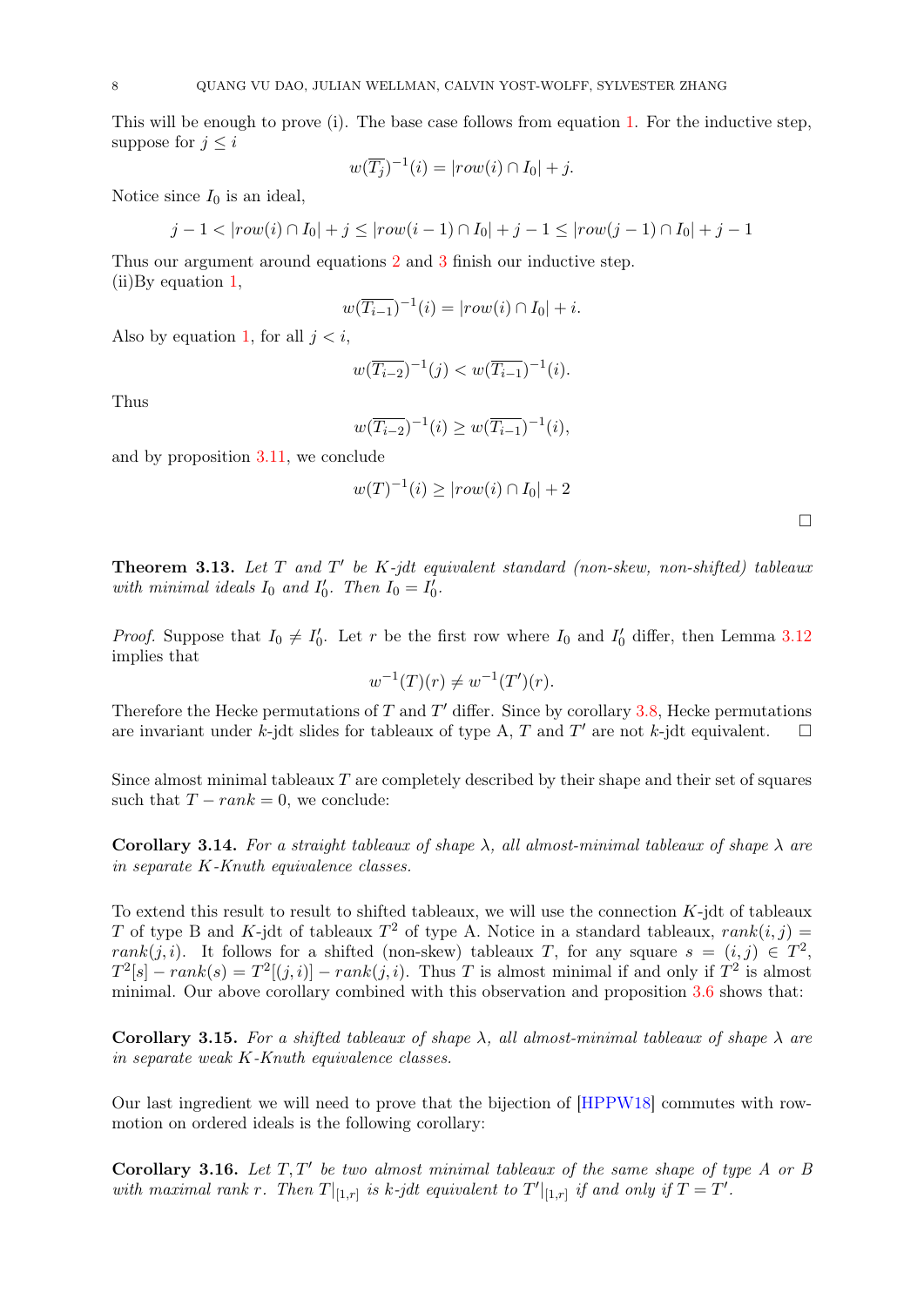This will be enough to prove (i). The base case follows from equation 1. For the inductive step, suppose for $j \le i$

$$w(\overline{T_j})^{-1}(i) = |row(i) \cap I_0| + j.$$

Notice since $I_0$ is an ideal,

$$j - 1 < |row(i) \cap I_0| + j \le |row(i-1) \cap I_0| + j - 1 \le |row(j-1) \cap I_0| + j - 1$$

Thus our argument around equations 2 and 3 finish our inductive step.
(ii)By equation 1,

$$w(\overline{T_{i-1}})^{-1}(i) = |row(i) \cap I_0| + i.$$

Also by equation 1, for all $j < i$,

$$w(\overline{T_{i-2}})^{-1}(j) < w(\overline{T_{i-1}})^{-1}(i).$$

Thus

$$w(\overline{T_{i-2}})^{-1}(i) \ge w(\overline{T_{i-1}})^{-1}(i),$$

and by proposition 3.11, we conclude

$$w(T)^{-1}(i) \ge |row(i) \cap I_0| + 2$$

□

**Theorem 3.13.** *Let $T$ and $T'$ be K-jdt equivalent standard (non-skew, non-shifted) tableaux with minimal ideals $I_0$ and $I_0'$. Then $I_0 = I_0'$.*

*Proof.* Suppose that $I_0 \ne I_0'$. Let $r$ be the first row where $I_0$ and $I_0'$ differ, then Lemma 3.12 implies that

$$w^{-1}(T)(r) \ne w^{-1}(T')(r).$$

Therefore the Hecke permutations of $T$ and $T'$ differ. Since by corollary 3.8, Hecke permutations are invariant under $k$-jdt slides for tableaux of type A, $T$ and $T'$ are not $k$-jdt equivalent. □

Since almost minimal tableaux $T$ are completely described by their shape and their set of squares such that $T - rank = 0$, we conclude:

**Corollary 3.14.** *For a straight tableaux of shape $\lambda$, all almost-minimal tableaux of shape $\lambda$ are in separate K-Knuth equivalence classes.*

To extend this result to result to shifted tableaux, we will use the connection $K$-jdt of tableaux $T$ of type B and $K$-jdt of tableaux $T^2$ of type A. Notice in a standard tableaux, $rank(i, j) = rank(j, i)$. It follows for a shifted (non-skew) tableaux $T$, for any square $s = (i, j) \in T^2$, $T^2[s] - rank(s) = T^2[(j, i)] - rank(j, i)$. Thus $T$ is almost minimal if and only if $T^2$ is almost minimal. Our above corollary combined with this observation and proposition 3.6 shows that:

**Corollary 3.15.** *For a shifted tableaux of shape $\lambda$, all almost-minimal tableaux of shape $\lambda$ are in separate weak K-Knuth equivalence classes.*

Our last ingredient we will need to prove that the bijection of [HPPW18] commutes with row-motion on ordered ideals is the following corollary:

**Corollary 3.16.** *Let $T, T'$ be two almost minimal tableaux of the same shape of type A or B with maximal rank $r$. Then $T|_{[1,r]}$ is k-jdt equivalent to $T'|_{[1,r]}$ if and only if $T = T'$.*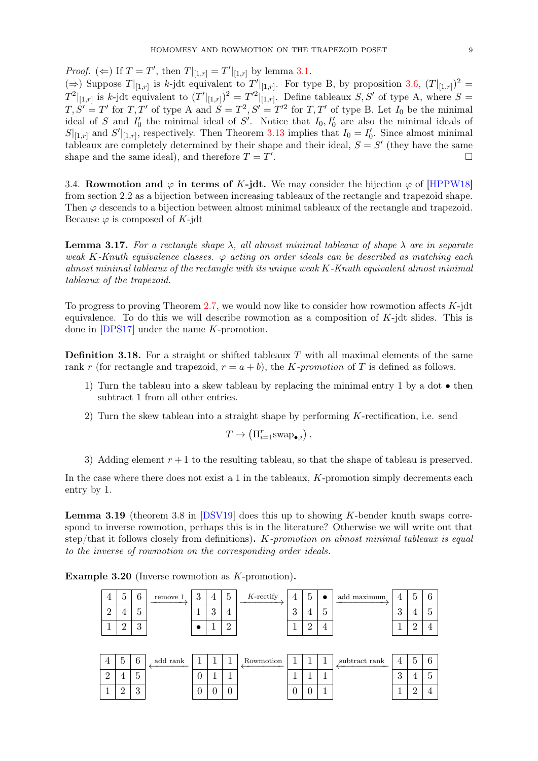*Proof.* (⇐) If $T = T'$, then $T|_{[1,r]} = T'|_{[1,r]}$ by lemma 3.1.
(⇒) Suppose $T|_{[1,r]}$ is $k$-jdt equivalent to $T'|_{[1,r]}$. For type B, by proposition 3.6, $(T|_{[1,r]})^2 = T^2|_{[1,r]}$ is $k$-jdt equivalent to $(T'|_{[1,r]})^2 = T'^2|_{[1,r]}$. Define tableaux $S, S'$ of type A, where $S = T, S' = T'$ for $T, T'$ of type A and $S = T^2, S' = T'^2$ for $T, T'$ of type B. Let $I_0$ be the minimal ideal of $S$ and $I_0'$ the minimal ideal of $S'$. Notice that $I_0, I_0'$ are also the minimal ideals of $S|_{[1,r]}$ and $S'|_{[1,r]}$, respectively. Then Theorem 3.13 implies that $I_0 = I_0'$. Since almost minimal tableaux are completely determined by their shape and their ideal, $S = S'$ (they have the same shape and the same ideal), and therefore $T = T'$. □

3.4. **Rowmotion and $\varphi$ in terms of $K$-jdt.** We may consider the bijection $\varphi$ of [HPPW18] from section 2.2 as a bijection between increasing tableaux of the rectangle and trapezoid shape. Then $\varphi$ descends to a bijection between almost minimal tableaux of the rectangle and trapezoid. Because $\varphi$ is composed of $K$-jdt

**Lemma 3.17.** *For a rectangle shape $\lambda$, all almost minimal tableaux of shape $\lambda$ are in separate weak $K$-Knuth equivalence classes. $\varphi$ acting on order ideals can be described as matching each almost minimal tableaux of the rectangle with its unique weak $K$-Knuth equivalent almost minimal tableaux of the trapezoid.*

To progress to proving Theorem 2.7, we would now like to consider how rowmotion affects $K$-jdt equivalence. To do this we will describe rowmotion as a composition of $K$-jdt slides. This is done in [DPS17] under the name $K$-promotion.

**Definition 3.18.** For a straight or shifted tableaux $T$ with all maximal elements of the same rank $r$ (for rectangle and trapezoid, $r = a + b$), the *$K$-promotion* of $T$ is defined as follows.

1) Turn the tableau into a skew tableau by replacing the minimal entry 1 by a dot • then subtract 1 from all other entries.
2) Turn the skew tableau into a straight shape by performing $K$-rectification, i.e. send
$$T \to \left(\Pi_{i=1}^{r} \mathrm{swap}_{\bullet,i}\right).$$
3) Adding element $r+1$ to the resulting tableau, so that the shape of tableau is preserved.

In the case where there does not exist a 1 in the tableaux, $K$-promotion simply decrements each entry by 1.

**Lemma 3.19** (theorem 3.8 in [DSV19] does this up to showing $K$-bender knuth swaps correspond to inverse rowmotion, perhaps this is in the literature? Otherwise we will write out that step/that it follows closely from definitions)**.** *$K$-promotion on almost minimal tableaux is equal to the inverse of rowmotion on the corresponding order ideals.*

**Example 3.20** (Inverse rowmotion as $K$-promotion)**.**

| 4 | 5 | 6 |
|---|---|---|
| 2 | 4 | 5 |
| 1 | 2 | 3 |

remove 1 →

| 3 | 4 | 5 |
|---|---|---|
| 1 | 3 | 4 |
| • | 1 | 2 |

$K$-rectify →

| 4 | 5 | • |
|---|---|---|
| 3 | 4 | 5 |
| 1 | 2 | 4 |

add maximum →

| 4 | 5 | 6 |
|---|---|---|
| 3 | 4 | 5 |
| 1 | 2 | 4 |

| 4 | 5 | 6 |
|---|---|---|
| 2 | 4 | 5 |
| 1 | 2 | 3 |

← add rank

| 1 | 1 | 1 |
|---|---|---|
| 0 | 1 | 1 |
| 0 | 0 | 0 |

← Rowmotion

| 1 | 1 | 1 |
|---|---|---|
| 1 | 1 | 1 |
| 0 | 0 | 1 |

← subtract rank

| 4 | 5 | 6 |
|---|---|---|
| 3 | 4 | 5 |
| 1 | 2 | 4 |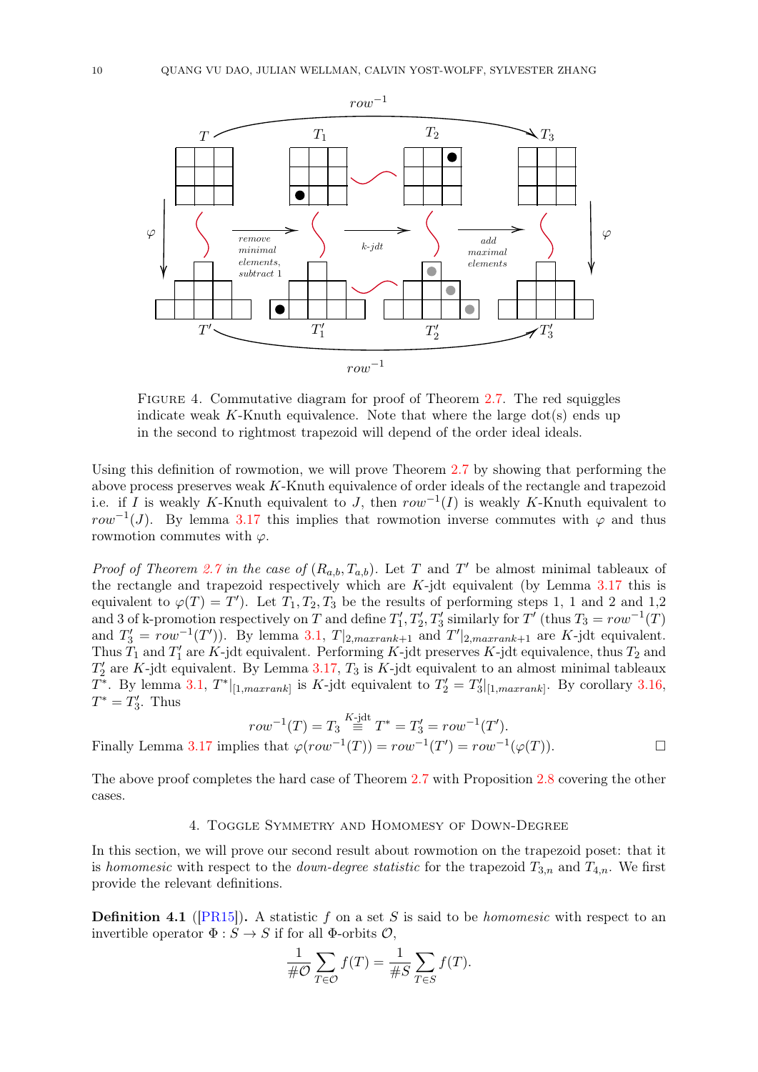FIGURE 4. Commutative diagram for proof of Theorem 2.7. The red squiggles indicate weak $K$-Knuth equivalence. Note that where the large dot(s) ends up in the second to rightmost trapezoid will depend of the order ideal ideals.

Using this definition of rowmotion, we will prove Theorem 2.7 by showing that performing the above process preserves weak $K$-Knuth equivalence of order ideals of the rectangle and trapezoid i.e. if $I$ is weakly $K$-Knuth equivalent to $J$, then $row^{-1}(I)$ is weakly $K$-Knuth equivalent to $row^{-1}(J)$. By lemma 3.17 this implies that rowmotion inverse commutes with $\varphi$ and thus rowmotion commutes with $\varphi$.

*Proof of Theorem 2.7 in the case of $(R_{a,b}, T_{a,b})$.* Let $T$ and $T'$ be almost minimal tableaux of the rectangle and trapezoid respectively which are $K$-jdt equivalent (by Lemma 3.17 this is equivalent to $\varphi(T) = T'$). Let $T_1, T_2, T_3$ be the results of performing steps 1, 1 and 2 and 1,2 and 3 of k-promotion respectively on $T$ and define $T'_1, T'_2, T'_3$ similarly for $T'$ (thus $T_3 = row^{-1}(T)$ and $T'_3 = row^{-1}(T')$). By lemma 3.1, $T|_{2,maxrank+1}$ and $T'|_{2,maxrank+1}$ are $K$-jdt equivalent. Thus $T_1$ and $T'_1$ are $K$-jdt equivalent. Performing $K$-jdt preserves $K$-jdt equivalence, thus $T_2$ and $T'_2$ are $K$-jdt equivalent. By Lemma 3.17, $T_3$ is $K$-jdt equivalent to an almost minimal tableaux $T^*$. By lemma 3.1, $T^*|_{[1,maxrank]}$ is $K$-jdt equivalent to $T'_2 = T'_3|_{[1,maxrank]}$. By corollary 3.16, $T^* = T'_3$. Thus

$$row^{-1}(T) = T_3 \overset{K\text{-jdt}}{\equiv} T^* = T'_3 = row^{-1}(T').$$

Finally Lemma 3.17 implies that $\varphi(row^{-1}(T)) = row^{-1}(T') = row^{-1}(\varphi(T))$. □

The above proof completes the hard case of Theorem 2.7 with Proposition 2.8 covering the other cases.

## 4. Toggle Symmetry and Homomesy of Down-Degree

In this section, we will prove our second result about rowmotion on the trapezoid poset: that it is *homomesic* with respect to the *down-degree statistic* for the trapezoid $T_{3,n}$ and $T_{4,n}$. We first provide the relevant definitions.

**Definition 4.1** ([PR15]). A statistic $f$ on a set $S$ is said to be *homomesic* with respect to an invertible operator $\Phi : S \to S$ if for all $\Phi$-orbits $\mathcal{O}$,

$$\frac{1}{\#\mathcal{O}} \sum_{T \in \mathcal{O}} f(T) = \frac{1}{\#S} \sum_{T \in S} f(T).$$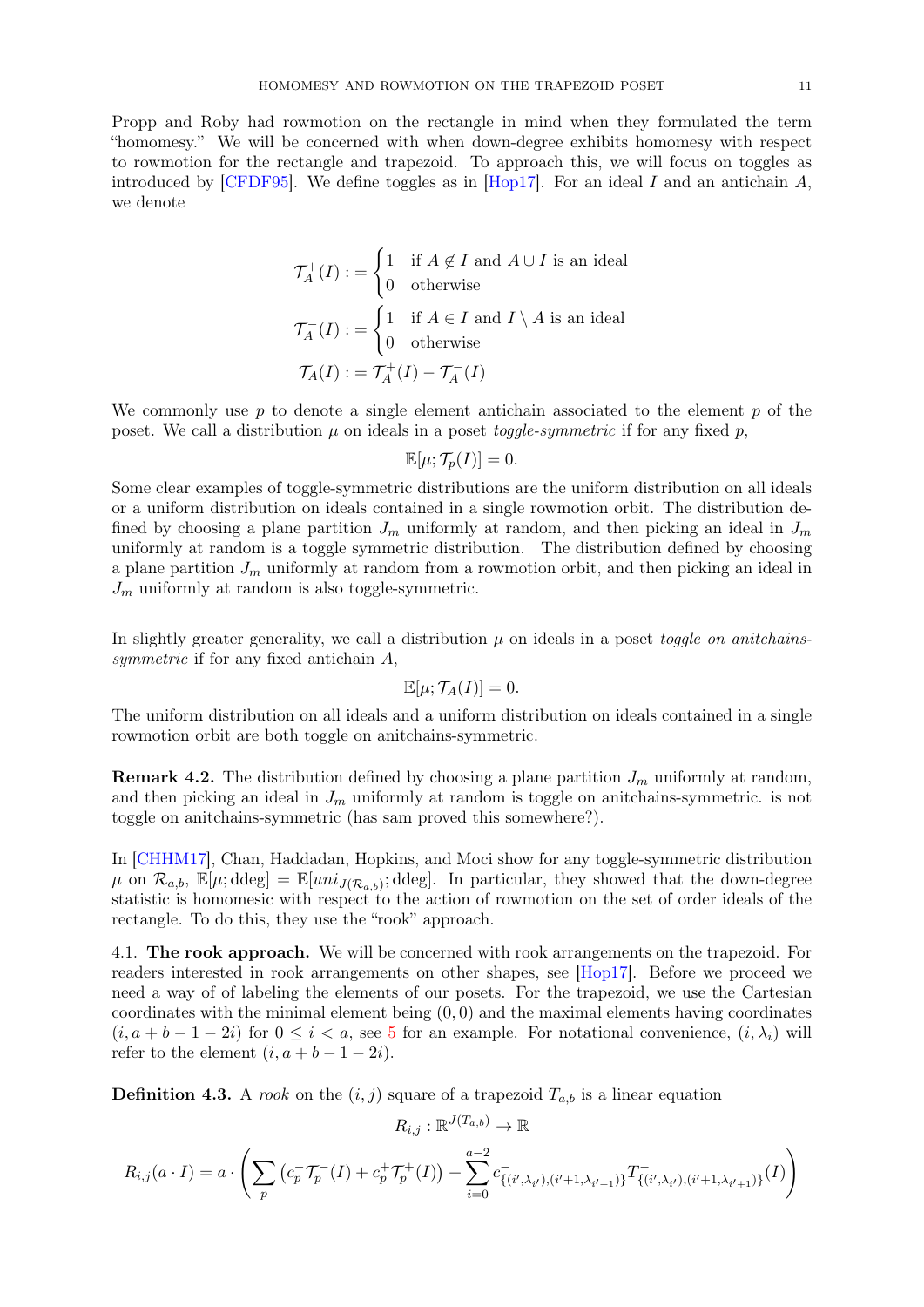Propp and Roby had rowmotion on the rectangle in mind when they formulated the term "homomesy." We will be concerned with when down-degree exhibits homomesy with respect to rowmotion for the rectangle and trapezoid. To approach this, we will focus on toggles as introduced by [CFDF95]. We define toggles as in [Hop17]. For an ideal $I$ and an antichain $A$, we denote

$$\mathcal{T}_A^+(I) := \begin{cases} 1 & \text{if } A \notin I \text{ and } A \cup I \text{ is an ideal} \\ 0 & \text{otherwise} \end{cases}$$

$$\mathcal{T}_A^-(I) := \begin{cases} 1 & \text{if } A \in I \text{ and } I \setminus A \text{ is an ideal} \\ 0 & \text{otherwise} \end{cases}$$

$$\mathcal{T}_A(I) := \mathcal{T}_A^+(I) - \mathcal{T}_A^-(I)$$

We commonly use $p$ to denote a single element antichain associated to the element $p$ of the poset. We call a distribution $\mu$ on ideals in a poset *toggle-symmetric* if for any fixed $p$,

$$\mathbb{E}[\mu; \mathcal{T}_p(I)] = 0.$$

Some clear examples of toggle-symmetric distributions are the uniform distribution on all ideals or a uniform distribution on ideals contained in a single rowmotion orbit. The distribution defined by choosing a plane partition $J_m$ uniformly at random, and then picking an ideal in $J_m$ uniformly at random is a toggle symmetric distribution. The distribution defined by choosing a plane partition $J_m$ uniformly at random from a rowmotion orbit, and then picking an ideal in $J_m$ uniformly at random is also toggle-symmetric.

In slightly greater generality, we call a distribution $\mu$ on ideals in a poset *toggle on anitchains-symmetric* if for any fixed antichain $A$,

$$\mathbb{E}[\mu; \mathcal{T}_A(I)] = 0.$$

The uniform distribution on all ideals and a uniform distribution on ideals contained in a single rowmotion orbit are both toggle on anitchains-symmetric.

**Remark 4.2.** The distribution defined by choosing a plane partition $J_m$ uniformly at random, and then picking an ideal in $J_m$ uniformly at random is toggle on anitchains-symmetric. is not toggle on anitchains-symmetric (has sam proved this somewhere?).

In [CHHM17], Chan, Haddadan, Hopkins, and Moci show for any toggle-symmetric distribution $\mu$ on $\mathcal{R}_{a,b}$, $\mathbb{E}[\mu; \text{ddeg}] = \mathbb{E}[uni_{J(\mathcal{R}_{a,b})}; \text{ddeg}]$. In particular, they showed that the down-degree statistic is homomesic with respect to the action of rowmotion on the set of order ideals of the rectangle. To do this, they use the "rook" approach.

## 4.1. The rook approach.

We will be concerned with rook arrangements on the trapezoid. For readers interested in rook arrangements on other shapes, see [Hop17]. Before we proceed we need a way of of labeling the elements of our posets. For the trapezoid, we use the Cartesian coordinates with the minimal element being $(0, 0)$ and the maximal elements having coordinates $(i, a + b - 1 - 2i)$ for $0 \leq i < a$, see 5 for an example. For notational convenience, $(i, \lambda_i)$ will refer to the element $(i, a + b - 1 - 2i)$.

**Definition 4.3.** A *rook* on the $(i, j)$ square of a trapezoid $T_{a,b}$ is a linear equation

$$R_{i,j} : \mathbb{R}^{J(T_{a,b})} \to \mathbb{R}$$

$$R_{i,j}(a \cdot I) = a \cdot \left( \sum_p \left( c_p^- \mathcal{T}_p^-(I) + c_p^+ \mathcal{T}_p^+(I) \right) + \sum_{i=0}^{a-2} c^-_{\{(i',\lambda_{i'}),(i'+1,\lambda_{i'+1})\}} \mathcal{T}^-_{\{(i',\lambda_{i'}),(i'+1,\lambda_{i'+1})\}}(I) \right)$$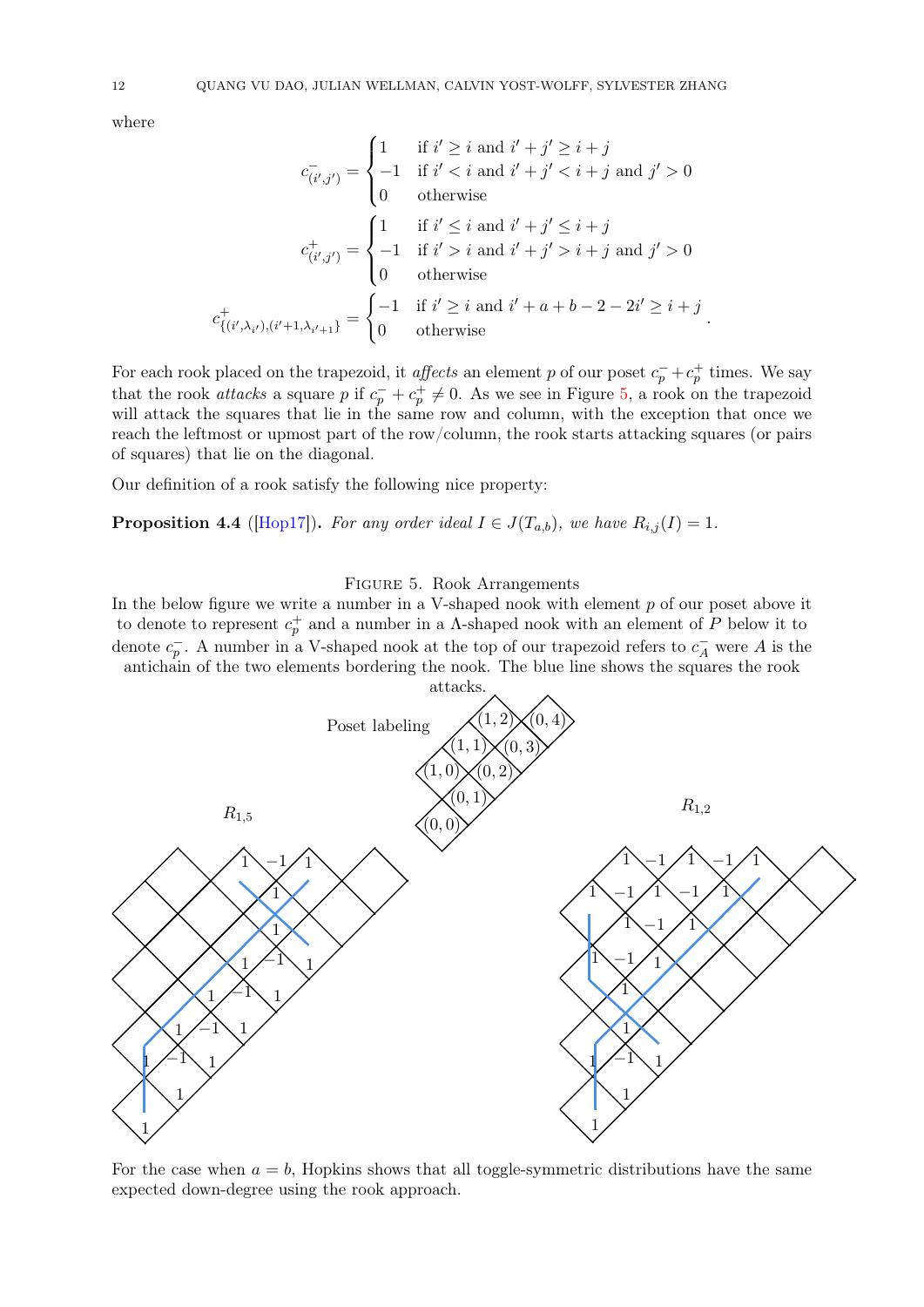where

$$c^-_{(i',j')} = \begin{cases} 1 & \text{if } i' \geq i \text{ and } i'+j' \geq i+j \\ -1 & \text{if } i' < i \text{ and } i'+j' < i+j \text{ and } j' > 0 \\ 0 & \text{otherwise} \end{cases}$$

$$c^+_{(i',j')} = \begin{cases} 1 & \text{if } i' \leq i \text{ and } i'+j' \leq i+j \\ -1 & \text{if } i' > i \text{ and } i'+j' > i+j \text{ and } j' > 0 \\ 0 & \text{otherwise} \end{cases}$$

$$c^+_{\{(i',\lambda_{i'}),(i'+1,\lambda_{i'+1}\}} = \begin{cases} -1 & \text{if } i' \geq i \text{ and } i'+a+b-2-2i' \geq i+j \\ 0 & \text{otherwise} \end{cases}.$$

For each rook placed on the trapezoid, it *affects* an element $p$ of our poset $c^-_p + c^+_p$ times. We say that the rook *attacks* a square $p$ if $c^-_p + c^+_p \neq 0$. As we see in Figure 5, a rook on the trapezoid will attack the squares that lie in the same row and column, with the exception that once we reach the leftmost or upmost part of the row/column, the rook starts attacking squares (or pairs of squares) that lie on the diagonal.

Our definition of a rook satisfy the following nice property:

**Proposition 4.4** ([Hop17]). *For any order ideal $I \in J(T_{a,b})$, we have $R_{i,j}(I) = 1$.*

Figure 5. Rook Arrangements

In the below figure we write a number in a V-shaped nook with element $p$ of our poset above it to denote to represent $c^+_p$ and a number in a Λ-shaped nook with an element of $P$ below it to denote $c^-_p$. A number in a V-shaped nook at the top of our trapezoid refers to $c^-_A$ were $A$ is the antichain of the two elements bordering the nook. The blue line shows the squares the rook attacks.

For the case when $a = b$, Hopkins shows that all toggle-symmetric distributions have the same expected down-degree using the rook approach.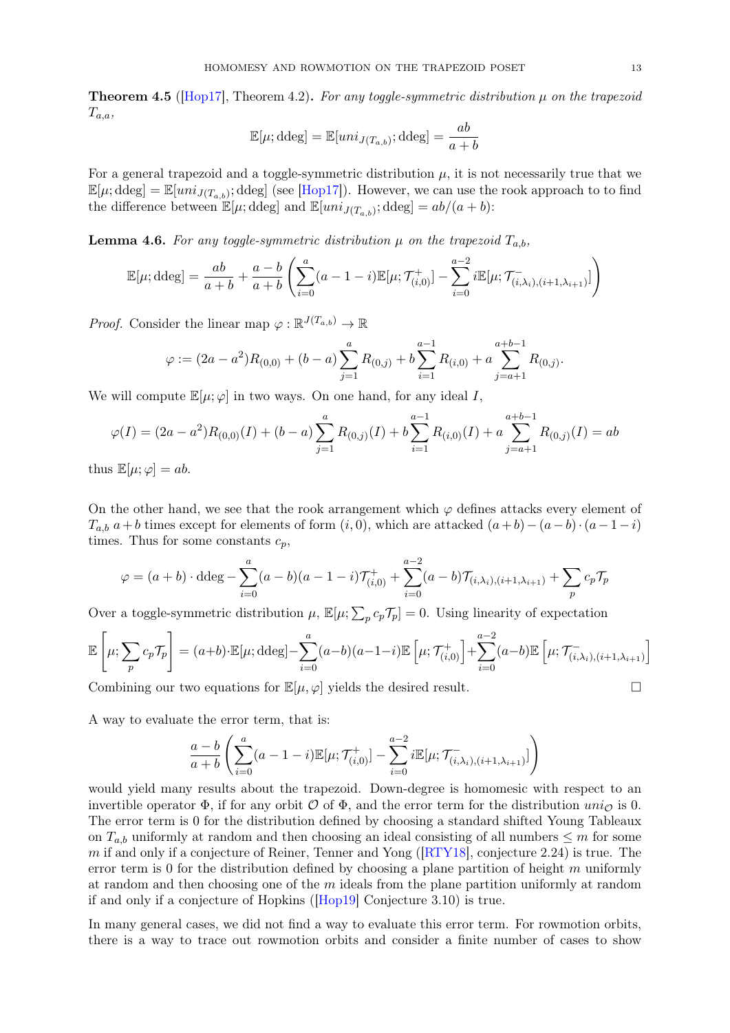**Theorem 4.5** ([Hop17], Theorem 4.2)**.** *For any toggle-symmetric distribution $\mu$ on the trapezoid $T_{a,a}$,*

$$\mathbb{E}[\mu; \mathrm{ddeg}] = \mathbb{E}[uni_{J(T_{a,b})}; \mathrm{ddeg}] = \frac{ab}{a+b}$$

For a general trapezoid and a toggle-symmetric distribution $\mu$, it is not necessarily true that we $\mathbb{E}[\mu; \mathrm{ddeg}] = \mathbb{E}[uni_{J(T_{a,b})}; \mathrm{ddeg}]$ (see [Hop17]). However, we can use the rook approach to to find the difference between $\mathbb{E}[\mu; \mathrm{ddeg}]$ and $\mathbb{E}[uni_{J(T_{a,b})}; \mathrm{ddeg}] = ab/(a+b)$:

**Lemma 4.6.** *For any toggle-symmetric distribution $\mu$ on the trapezoid $T_{a,b}$,*

$$\mathbb{E}[\mu; \mathrm{ddeg}] = \frac{ab}{a+b} + \frac{a-b}{a+b}\left(\sum_{i=0}^{a}(a-1-i)\mathbb{E}[\mu; \mathcal{T}^+_{(i,0)}] - \sum_{i=0}^{a-2} i\mathbb{E}[\mu; \mathcal{T}^-_{(i,\lambda_i),(i+1,\lambda_{i+1})}]\right)$$

*Proof.* Consider the linear map $\varphi : \mathbb{R}^{J(T_{a,b})} \to \mathbb{R}$

$$\varphi := (2a - a^2)R_{(0,0)} + (b-a)\sum_{j=1}^{a} R_{(0,j)} + b\sum_{i=1}^{a-1} R_{(i,0)} + a\sum_{j=a+1}^{a+b-1} R_{(0,j)}.$$

We will compute $\mathbb{E}[\mu; \varphi]$ in two ways. On one hand, for any ideal $I$,

$$\varphi(I) = (2a - a^2)R_{(0,0)}(I) + (b-a)\sum_{j=1}^{a} R_{(0,j)}(I) + b\sum_{i=1}^{a-1} R_{(i,0)}(I) + a\sum_{j=a+1}^{a+b-1} R_{(0,j)}(I) = ab$$

thus $\mathbb{E}[\mu; \varphi] = ab$.

On the other hand, we see that the rook arrangement which $\varphi$ defines attacks every element of $T_{a,b}$ $a+b$ times except for elements of form $(i,0)$, which are attacked $(a+b) - (a-b)\cdot(a-1-i)$ times. Thus for some constants $c_p$,

$$\varphi = (a+b)\cdot \mathrm{ddeg} - \sum_{i=0}^{a}(a-b)(a-1-i)\mathcal{T}^+_{(i,0)} + \sum_{i=0}^{a-2}(a-b)\mathcal{T}_{(i,\lambda_i),(i+1,\lambda_{i+1})} + \sum_p c_p\mathcal{T}_p$$

Over a toggle-symmetric distribution $\mu$, $\mathbb{E}[\mu; \sum_p c_p\mathcal{T}_p] = 0$. Using linearity of expectation

$$\mathbb{E}\left[\mu; \sum_p c_p\mathcal{T}_p\right] = (a+b)\cdot\mathbb{E}[\mu; \mathrm{ddeg}] - \sum_{i=0}^{a}(a-b)(a-1-i)\mathbb{E}\left[\mu; \mathcal{T}^+_{(i,0)}\right] + \sum_{i=0}^{a-2}(a-b)\mathbb{E}\left[\mu; \mathcal{T}^-_{(i,\lambda_i),(i+1,\lambda_{i+1})}\right]$$

Combining our two equations for $\mathbb{E}[\mu, \varphi]$ yields the desired result. $\square$

A way to evaluate the error term, that is:

$$\frac{a-b}{a+b}\left(\sum_{i=0}^{a}(a-1-i)\mathbb{E}[\mu; \mathcal{T}^+_{(i,0)}] - \sum_{i=0}^{a-2} i\mathbb{E}[\mu; \mathcal{T}^-_{(i,\lambda_i),(i+1,\lambda_{i+1})}]\right)$$

would yield many results about the trapezoid. Down-degree is homomesic with respect to an invertible operator $\Phi$, if for any orbit $\mathcal{O}$ of $\Phi$, and the error term for the distribution $uni_{\mathcal{O}}$ is 0. The error term is 0 for the distribution defined by choosing a standard shifted Young Tableaux on $T_{a,b}$ uniformly at random and then choosing an ideal consisting of all numbers $\leq m$ for some $m$ if and only if a conjecture of Reiner, Tenner and Yong ([RTY18], conjecture 2.24) is true. The error term is 0 for the distribution defined by choosing a plane partition of height $m$ uniformly at random and then choosing one of the $m$ ideals from the plane partition uniformly at random if and only if a conjecture of Hopkins ([Hop19] Conjecture 3.10) is true.

In many general cases, we did not find a way to evaluate this error term. For rowmotion orbits, there is a way to trace out rowmotion orbits and consider a finite number of cases to show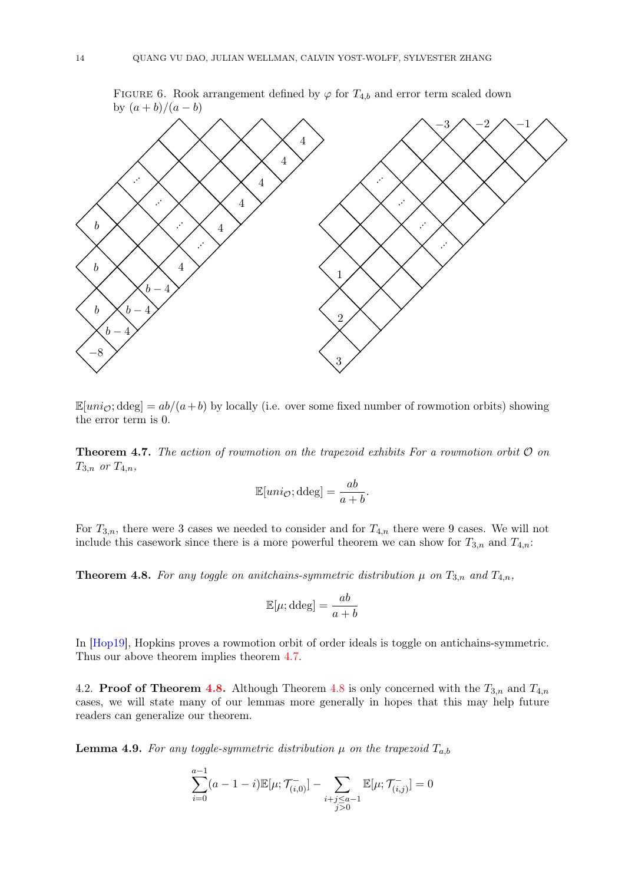FIGURE 6. Rook arrangement defined by $\varphi$ for $T_{4,b}$ and error term scaled down by $(a+b)/(a-b)$

$\mathbb{E}[uni_{\mathcal{O}}; \text{ddeg}] = ab/(a+b)$ by locally (i.e. over some fixed number of rowmotion orbits) showing the error term is 0.

**Theorem 4.7.** *The action of rowmotion on the trapezoid exhibits For a rowmotion orbit $\mathcal{O}$ on $T_{3,n}$ or $T_{4,n}$,*

$$\mathbb{E}[uni_{\mathcal{O}}; \text{ddeg}] = \frac{ab}{a+b}.$$

For $T_{3,n}$, there were 3 cases we needed to consider and for $T_{4,n}$ there were 9 cases. We will not include this casework since there is a more powerful theorem we can show for $T_{3,n}$ and $T_{4,n}$:

**Theorem 4.8.** *For any toggle on anitchains-symmetric distribution $\mu$ on $T_{3,n}$ and $T_{4,n}$,*

$$\mathbb{E}[\mu; \text{ddeg}] = \frac{ab}{a+b}$$

In [Hop19], Hopkins proves a rowmotion orbit of order ideals is toggle on antichains-symmetric. Thus our above theorem implies theorem 4.7.

4.2. **Proof of Theorem 4.8.** Although Theorem 4.8 is only concerned with the $T_{3,n}$ and $T_{4,n}$ cases, we will state many of our lemmas more generally in hopes that this may help future readers can generalize our theorem.

**Lemma 4.9.** *For any toggle-symmetric distribution $\mu$ on the trapezoid $T_{a,b}$*

$$\sum_{i=0}^{a-1}(a-1-i)\mathbb{E}[\mu; \mathcal{T}^{-}_{(i,0)}] - \sum_{\substack{i+j \leq a-1 \\ j>0}} \mathbb{E}[\mu; \mathcal{T}^{-}_{(i,j)}] = 0$$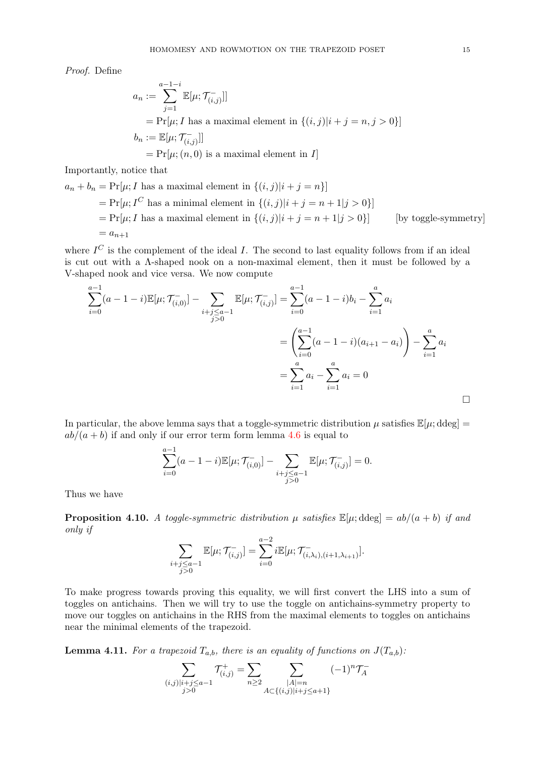*Proof.* Define

$$
\begin{aligned}
a_n &:= \sum_{j=1}^{a-1-i} \mathbb{E}[\mu; \mathcal{T}^-_{(i,j)}]] \\
&= \Pr[\mu; I \text{ has a maximal element in } \{(i,j)|i+j=n, j>0\}] \\
b_n &:= \mathbb{E}[\mu; \mathcal{T}^-_{(i,j)}]] \\
&= \Pr[\mu; (n,0) \text{ is a maximal element in } I]
\end{aligned}
$$

Importantly, notice that

$$
\begin{aligned}
a_n + b_n &= \Pr[\mu; I \text{ has a maximal element in } \{(i,j)|i+j=n\}] \\
&= \Pr[\mu; I^C \text{ has a minimal element in } \{(i,j)|i+j=n+1|j>0\}] \\
&= \Pr[\mu; I \text{ has a maximal element in } \{(i,j)|i+j=n+1|j>0\}] \qquad \text{[by toggle-symmetry]} \\
&= a_{n+1}
\end{aligned}
$$

where $I^C$ is the complement of the ideal $I$. The second to last equality follows from if an ideal is cut out with a $\Lambda$-shaped nook on a non-maximal element, then it must be followed by a V-shaped nook and vice versa. We now compute

$$
\begin{aligned}
\sum_{i=0}^{a-1}(a-1-i)\mathbb{E}[\mu; \mathcal{T}^-_{(i,0)}] - \sum_{\substack{i+j\leq a-1 \\ j>0}} \mathbb{E}[\mu; \mathcal{T}^-_{(i,j)}] &= \sum_{i=0}^{a-1}(a-1-i)b_i - \sum_{i=1}^{a} a_i \\
&= \left(\sum_{i=0}^{a-1}(a-1-i)(a_{i+1}-a_i)\right) - \sum_{i=1}^{a} a_i \\
&= \sum_{i=1}^{a} a_i - \sum_{i=1}^{a} a_i = 0
\end{aligned}
$$

$\square$

In particular, the above lemma says that a toggle-symmetric distribution $\mu$ satisfies $\mathbb{E}[\mu; \text{ddeg}] = ab/(a+b)$ if and only if our error term form lemma 4.6 is equal to

$$
\sum_{i=0}^{a-1}(a-1-i)\mathbb{E}[\mu; \mathcal{T}^-_{(i,0)}] - \sum_{\substack{i+j\leq a-1 \\ j>0}} \mathbb{E}[\mu; \mathcal{T}^-_{(i,j)}] = 0.
$$

Thus we have

**Proposition 4.10.** *A toggle-symmetric distribution $\mu$ satisfies $\mathbb{E}[\mu; \text{ddeg}] = ab/(a+b)$ if and only if*

$$
\sum_{\substack{i+j\leq a-1 \\ j>0}} \mathbb{E}[\mu; \mathcal{T}^-_{(i,j)}] = \sum_{i=0}^{a-2} i\mathbb{E}[\mu; \mathcal{T}^-_{(i,\lambda_i),(i+1,\lambda_{i+1})}].
$$

To make progress towards proving this equality, we will first convert the LHS into a sum of toggles on antichains. Then we will try to use the toggle on antichains-symmetry property to move our toggles on antichains in the RHS from the maximal elements to toggles on antichains near the minimal elements of the trapezoid.

**Lemma 4.11.** *For a trapezoid $T_{a,b}$, there is an equality of functions on $J(T_{a,b})$:*

$$
\sum_{\substack{(i,j)|i+j\leq a-1 \\ j>0}} \mathcal{T}^+_{(i,j)} = \sum_{n\geq 2} \sum_{\substack{|A|=n \\ A\subset\{(i,j)|i+j\leq a+1\}}} (-1)^n \mathcal{T}^-_A
$$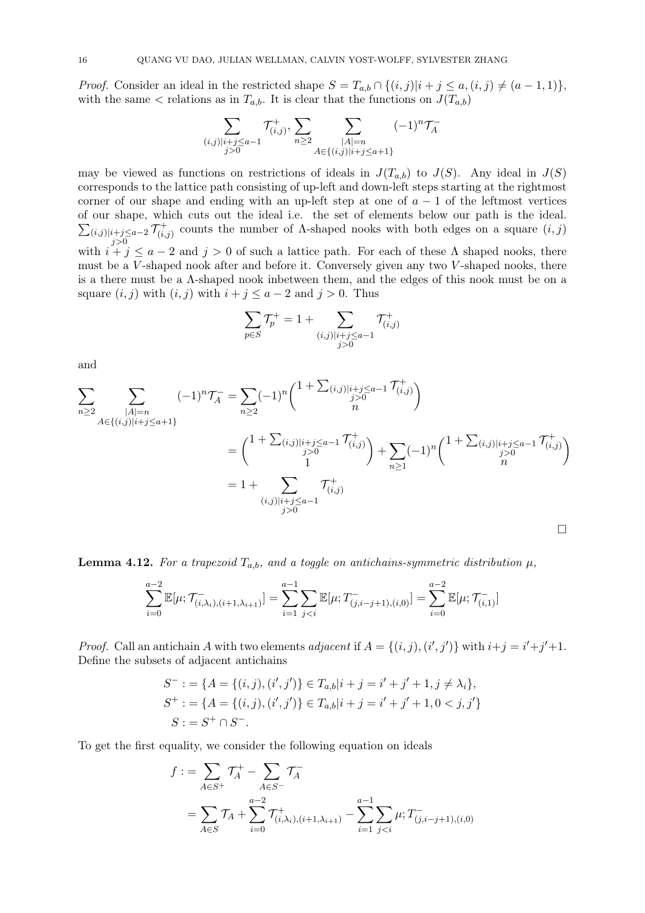*Proof.* Consider an ideal in the restricted shape $S = T_{a,b} \cap \{(i,j)|i+j \leq a, (i,j) \neq (a-1,1)\}$, with the same $<$ relations as in $T_{a,b}$. It is clear that the functions on $J(T_{a,b})$

$$\sum_{\substack{(i,j)|i+j\leq a-1\\ j>0}} \mathcal{T}^+_{(i,j)}, \sum_{n\geq 2} \sum_{\substack{|A|=n\\ A\in\{(i,j)|i+j\leq a+1\}}} (-1)^n \mathcal{T}^-_A$$

may be viewed as functions on restrictions of ideals in $J(T_{a,b})$ to $J(S)$. Any ideal in $J(S)$ corresponds to the lattice path consisting of up-left and down-left steps starting at the rightmost corner of our shape and ending with an up-left step at one of $a-1$ of the leftmost vertices of our shape, which cuts out the ideal i.e. the set of elements below our path is the ideal. $\sum_{\substack{(i,j)|i+j\leq a-2\\ j>0}} \mathcal{T}^+_{(i,j)}$ counts the number of $\Lambda$-shaped nooks with both edges on a square $(i,j)$ with $i+j \leq a-2$ and $j>0$ of such a lattice path. For each of these $\Lambda$ shaped nooks, there must be a $V$-shaped nook after and before it. Conversely given any two $V$-shaped nooks, there is a there must be a $\Lambda$-shaped nook inbetween them, and the edges of this nook must be on a square $(i,j)$ with $(i,j)$ with $i+j \leq a-2$ and $j>0$. Thus

$$\sum_{p\in S} \mathcal{T}^+_p = 1 + \sum_{\substack{(i,j)|i+j\leq a-1\\ j>0}} \mathcal{T}^+_{(i,j)}$$

and

$$\begin{aligned}
\sum_{n\geq 2} \sum_{\substack{|A|=n\\ A\in\{(i,j)|i+j\leq a+1\}}} (-1)^n \mathcal{T}^-_A &= \sum_{n\geq 2} (-1)^n \binom{1+\sum_{\substack{(i,j)|i+j\leq a-1\\ j>0}} \mathcal{T}^+_{(i,j)}}{n} \\
&= \binom{1+\sum_{\substack{(i,j)|i+j\leq a-1\\ j>0}} \mathcal{T}^+_{(i,j)}}{1} + \sum_{n\geq 1} (-1)^n \binom{1+\sum_{\substack{(i,j)|i+j\leq a-1\\ j>0}} \mathcal{T}^+_{(i,j)}}{n} \\
&= 1 + \sum_{\substack{(i,j)|i+j\leq a-1\\ j>0}} \mathcal{T}^+_{(i,j)}
\end{aligned}$$

$\square$

**Lemma 4.12.** *For a trapezoid $T_{a,b}$, and a toggle on antichains-symmetric distribution $\mu$,*

$$\sum_{i=0}^{a-2} \mathbb{E}[\mu; \mathcal{T}^-_{(i,\lambda_i),(i+1,\lambda_{i+1})}] = \sum_{i=1}^{a-1} \sum_{j<i} \mathbb{E}[\mu; T^-_{(j,i-j+1),(i,0)}] = \sum_{i=0}^{a-2} \mathbb{E}[\mu; \mathcal{T}^-_{(i,1)}]$$

*Proof.* Call an antichain $A$ with two elements *adjacent* if $A = \{(i,j),(i',j')\}$ with $i+j = i'+j'+1$. Define the subsets of adjacent antichains

$$\begin{aligned}
S^- &:= \{A = \{(i,j),(i',j')\} \in T_{a,b} | i+j = i'+j'+1, j \neq \lambda_i\}, \\
S^+ &:= \{A = \{(i,j),(i',j')\} \in T_{a,b} | i+j = i'+j'+1, 0 < j, j'\} \\
S &:= S^+ \cap S^-.
\end{aligned}$$

To get the first equality, we consider the following equation on ideals

$$\begin{aligned}
f &:= \sum_{A\in S^+} \mathcal{T}^+_A - \sum_{A\in S^-} \mathcal{T}^-_A \\
&= \sum_{A\in S} \mathcal{T}_A + \sum_{i=0}^{a-2} \mathcal{T}^+_{(i,\lambda_i),(i+1,\lambda_{i+1})} - \sum_{i=1}^{a-1} \sum_{j<i} \mu; T^-_{(j,i-j+1),(i,0)}
\end{aligned}$$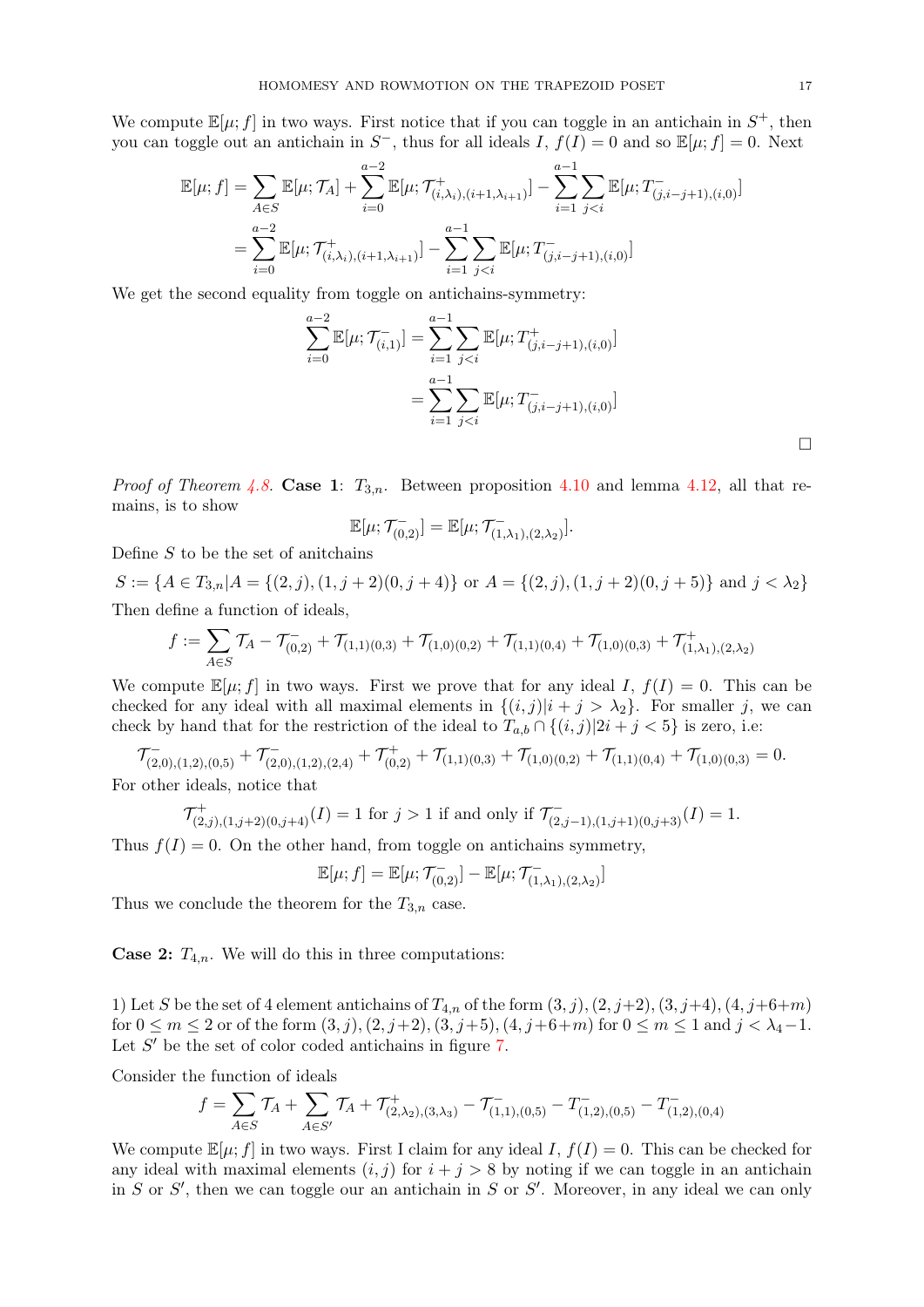We compute $\mathbb{E}[\mu; f]$ in two ways. First notice that if you can toggle in an antichain in $S^+$, then you can toggle out an antichain in $S^-$, thus for all ideals $I$, $f(I) = 0$ and so $\mathbb{E}[\mu; f] = 0$. Next

$$
\begin{aligned}
\mathbb{E}[\mu; f] &= \sum_{A \in S} \mathbb{E}[\mu; \mathcal{T}_A] + \sum_{i=0}^{a-2} \mathbb{E}[\mu; \mathcal{T}^+_{(i,\lambda_i),(i+1,\lambda_{i+1})}] - \sum_{i=1}^{a-1} \sum_{j<i} \mathbb{E}[\mu; T^-_{(j,i-j+1),(i,0)}] \\
&= \sum_{i=0}^{a-2} \mathbb{E}[\mu; \mathcal{T}^+_{(i,\lambda_i),(i+1,\lambda_{i+1})}] - \sum_{i=1}^{a-1} \sum_{j<i} \mathbb{E}[\mu; T^-_{(j,i-j+1),(i,0)}]
\end{aligned}
$$

We get the second equality from toggle on antichains-symmetry:

$$
\begin{aligned}
\sum_{i=0}^{a-2} \mathbb{E}[\mu; \mathcal{T}^-_{(i,1)}] &= \sum_{i=1}^{a-1} \sum_{j<i} \mathbb{E}[\mu; T^+_{(j,i-j+1),(i,0)}] \\
&= \sum_{i=1}^{a-1} \sum_{j<i} \mathbb{E}[\mu; T^-_{(j,i-j+1),(i,0)}]
\end{aligned}
$$

□

*Proof of Theorem 4.8.* **Case 1**: $T_{3,n}$. Between proposition 4.10 and lemma 4.12, all that remains, is to show

$$
\mathbb{E}[\mu; \mathcal{T}^-_{(0,2)}] = \mathbb{E}[\mu; \mathcal{T}^-_{(1,\lambda_1),(2,\lambda_2)}].
$$

Define $S$ to be the set of anitchains

$$
S := \{A \in T_{3,n} | A = \{(2,j),(1,j+2)(0,j+4)\} \text{ or } A = \{(2,j),(1,j+2)(0,j+5)\} \text{ and } j < \lambda_2\}
$$

Then define a function of ideals,

$$
f := \sum_{A \in S} \mathcal{T}_A - \mathcal{T}^-_{(0,2)} + \mathcal{T}_{(1,1)(0,3)} + \mathcal{T}_{(1,0)(0,2)} + \mathcal{T}_{(1,1)(0,4)} + \mathcal{T}_{(1,0)(0,3)} + \mathcal{T}^+_{(1,\lambda_1),(2,\lambda_2)}
$$

We compute $\mathbb{E}[\mu; f]$ in two ways. First we prove that for any ideal $I$, $f(I) = 0$. This can be checked for any ideal with all maximal elements in $\{(i,j) | i + j > \lambda_2\}$. For smaller $j$, we can check by hand that for the restriction of the ideal to $T_{a,b} \cap \{(i,j) | 2i + j < 5\}$ is zero, i.e:

$$
\mathcal{T}^-_{(2,0),(1,2),(0,5)} + \mathcal{T}^-_{(2,0),(1,2),(2,4)} + \mathcal{T}^+_{(0,2)} + \mathcal{T}_{(1,1)(0,3)} + \mathcal{T}_{(1,0)(0,2)} + \mathcal{T}_{(1,1)(0,4)} + \mathcal{T}_{(1,0)(0,3)} = 0.
$$

For other ideals, notice that

$$
\mathcal{T}^+_{(2,j),(1,j+2)(0,j+4)}(I) = 1 \text{ for } j > 1 \text{ if and only if } \mathcal{T}^-_{(2,j-1),(1,j+1)(0,j+3)}(I) = 1.
$$

Thus $f(I) = 0$. On the other hand, from toggle on antichains symmetry,

$$
\mathbb{E}[\mu; f] = \mathbb{E}[\mu; \mathcal{T}^-_{(0,2)}] - \mathbb{E}[\mu; \mathcal{T}^-_{(1,\lambda_1),(2,\lambda_2)}]
$$

Thus we conclude the theorem for the $T_{3,n}$ case.

**Case 2:** $T_{4,n}$. We will do this in three computations:

1) Let $S$ be the set of 4 element antichains of $T_{4,n}$ of the form $(3,j),(2,j+2),(3,j+4),(4,j+6+m)$ for $0 \le m \le 2$ or of the form $(3,j),(2,j+2),(3,j+5),(4,j+6+m)$ for $0 \le m \le 1$ and $j < \lambda_4 - 1$. Let $S'$ be the set of color coded antichains in figure 7.

Consider the function of ideals

$$
f = \sum_{A \in S} \mathcal{T}_A + \sum_{A \in S'} \mathcal{T}_A + \mathcal{T}^+_{(2,\lambda_2),(3,\lambda_3)} - \mathcal{T}^-_{(1,1),(0,5)} - T^-_{(1,2),(0,5)} - T^-_{(1,2),(0,4)}
$$

We compute $\mathbb{E}[\mu; f]$ in two ways. First I claim for any ideal $I$, $f(I) = 0$. This can be checked for any ideal with maximal elements $(i,j)$ for $i + j > 8$ by noting if we can toggle in an antichain in $S$ or $S'$, then we can toggle our an antichain in $S$ or $S'$. Moreover, in any ideal we can only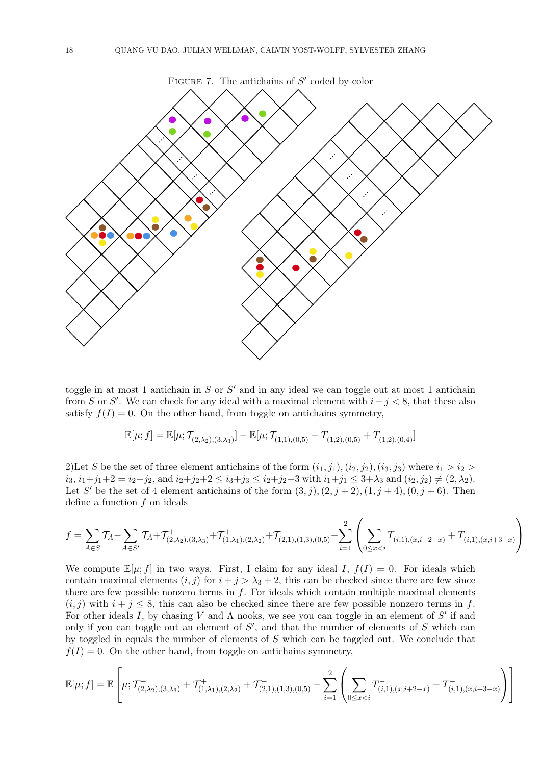FIGURE 7. The antichains of $S'$ coded by color

toggle in at most 1 antichain in $S$ or $S'$ and in any ideal we can toggle out at most 1 antichain from $S$ or $S'$. We can check for any ideal with a maximal element with $i+j<8$, that these also satisfy $f(I)=0$. On the other hand, from toggle on antichains symmetry,

$$\mathbb{E}[\mu; f] = \mathbb{E}[\mu; \mathcal{T}^+_{(2,\lambda_2),(3,\lambda_3)}] - \mathbb{E}[\mu; \mathcal{T}^-_{(1,1),(0,5)} + T^-_{(1,2),(0,5)} + T^-_{(1,2),(0,4)}]$$

2)Let $S$ be the set of three element antichains of the form $(i_1,j_1),(i_2,j_2),(i_3,j_3)$ where $i_1>i_2>i_3$, $i_1+j_1+2=i_2+j_2$, and $i_2+j_2+2\le i_3+j_3\le i_2+j_2+3$ with $i_1+j_1\le 3+\lambda_3$ and $(i_2,j_2)\ne(2,\lambda_2)$. Let $S'$ be the set of 4 element antichains of the form $(3,j),(2,j+2),(1,j+4),(0,j+6)$. Then define a function $f$ on ideals

$$f = \sum_{A\in S}\mathcal{T}_A - \sum_{A\in S'}\mathcal{T}_A + \mathcal{T}^+_{(2,\lambda_2),(3,\lambda_3)} + \mathcal{T}^+_{(1,\lambda_1),(2,\lambda_2)} + \mathcal{T}^-_{(2,1),(1,3),(0,5)} - \sum_{i=1}^{2}\left(\sum_{0\le x<i} T^-_{(i,1),(x,i+2-x)} + T^-_{(i,1),(x,i+3-x)}\right)$$

We compute $\mathbb{E}[\mu; f]$ in two ways. First, I claim for any ideal $I$, $f(I)=0$. For ideals which contain maximal elements $(i,j)$ for $i+j>\lambda_3+2$, this can be checked since there are few since there are few possible nonzero terms in $f$. For ideals which contain multiple maximal elements $(i,j)$ with $i+j\le 8$, this can also be checked since there are few possible nonzero terms in $f$. For other ideals $I$, by chasing $V$ and $\Lambda$ nooks, we see you can toggle in an element of $S'$ if and only if you can toggle out an element of $S'$, and that the number of elements of $S$ which can by toggled in equals the number of elements of $S$ which can be toggled out. We conclude that $f(I)=0$. On the other hand, from toggle on antichains symmetry,

$$\mathbb{E}[\mu; f] = \mathbb{E}\left[\mu; \mathcal{T}^+_{(2,\lambda_2),(3,\lambda_3)} + \mathcal{T}^+_{(1,\lambda_1),(2,\lambda_2)} + \mathcal{T}^-_{(2,1),(1,3),(0,5)} - \sum_{i=1}^{2}\left(\sum_{0\le x<i} T^-_{(i,1),(x,i+2-x)} + T^-_{(i,1),(x,i+3-x)}\right)\right]$$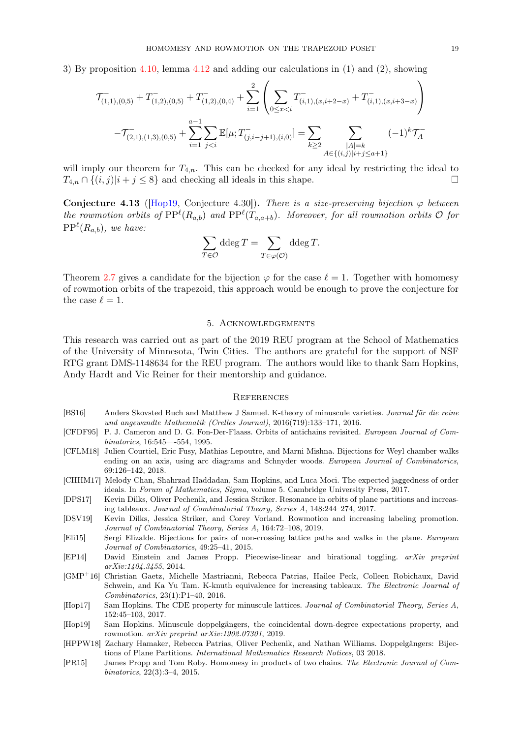3) By proposition 4.10, lemma 4.12 and adding our calculations in (1) and (2), showing

$$\mathcal{T}^-_{(1,1),(0,5)} + T^-_{(1,2),(0,5)} + T^-_{(1,2),(0,4)} + \sum_{i=1}^{2}\left(\sum_{0\le x<i} T^-_{(i,1),(x,i+2-x)} + T^-_{(i,1),(x,i+3-x)}\right)$$
$$-\mathcal{T}^-_{(2,1),(1,3),(0,5)} + \sum_{i=1}^{a-1}\sum_{j<i}\mathbb{E}[\mu; T^-_{(j,i-j+1),(i,0)}] = \sum_{k\ge 2}\sum_{\substack{|A|=k \\ A\in\{(i,j)|i+j\le a+1\}}} (-1)^k \mathcal{T}^-_A$$

will imply our theorem for $T_{4,n}$. This can be checked for any ideal by restricting the ideal to $T_{4,n}\cap\{(i,j)|i+j\le 8\}$ and checking all ideals in this shape. □

**Conjecture 4.13** ([Hop19, Conjecture 4.30])**.** *There is a size-preserving bijection $\varphi$ between the rowmotion orbits of $\mathrm{PP}^\ell(R_{a,b})$ and $\mathrm{PP}^\ell(T_{a,a+b})$. Moreover, for all rowmotion orbits $\mathcal{O}$ for $\mathrm{PP}^\ell(R_{a,b})$, we have:*

$$\sum_{T\in\mathcal{O}} \operatorname{ddeg} T = \sum_{T\in\varphi(\mathcal{O})} \operatorname{ddeg} T.$$

Theorem 2.7 gives a candidate for the bijection $\varphi$ for the case $\ell = 1$. Together with homomesy of rowmotion orbits of the trapezoid, this approach would be enough to prove the conjecture for the case $\ell = 1$.

## 5. Acknowledgements

This research was carried out as part of the 2019 REU program at the School of Mathematics of the University of Minnesota, Twin Cities. The authors are grateful for the support of NSF RTG grant DMS-1148634 for the REU program. The authors would like to thank Sam Hopkins, Andy Hardt and Vic Reiner for their mentorship and guidance.

## References

[BS16] Anders Skovsted Buch and Matthew J Samuel. K-theory of minuscule varieties. *Journal für die reine und angewandte Mathematik (Crelles Journal)*, 2016(719):133–171, 2016.

[CFDF95] P. J. Cameron and D. G. Fon-Der-Flaass. Orbits of antichains revisited. *European Journal of Combinatorics*, 16:545—-554, 1995.

[CFLM18] Julien Courtiel, Eric Fusy, Mathias Lepoutre, and Marni Mishna. Bijections for Weyl chamber walks ending on an axis, using arc diagrams and Schnyder woods. *European Journal of Combinatorics*, 69:126–142, 2018.

[CHHM17] Melody Chan, Shahrzad Haddadan, Sam Hopkins, and Luca Moci. The expected jaggedness of order ideals. In *Forum of Mathematics, Sigma*, volume 5. Cambridge University Press, 2017.

[DPS17] Kevin Dilks, Oliver Pechenik, and Jessica Striker. Resonance in orbits of plane partitions and increasing tableaux. *Journal of Combinatorial Theory, Series A*, 148:244–274, 2017.

[DSV19] Kevin Dilks, Jessica Striker, and Corey Vorland. Rowmotion and increasing labeling promotion. *Journal of Combinatorial Theory, Series A*, 164:72–108, 2019.

[Eli15] Sergi Elizalde. Bijections for pairs of non-crossing lattice paths and walks in the plane. *European Journal of Combinatorics*, 49:25–41, 2015.

[EP14] David Einstein and James Propp. Piecewise-linear and birational toggling. *arXiv preprint arXiv:1404.3455*, 2014.

[GMP+16] Christian Gaetz, Michelle Mastrianni, Rebecca Patrias, Hailee Peck, Colleen Robichaux, David Schwein, and Ka Yu Tam. K-knuth equivalence for increasing tableaux. *The Electronic Journal of Combinatorics*, 23(1):P1–40, 2016.

[Hop17] Sam Hopkins. The CDE property for minuscule lattices. *Journal of Combinatorial Theory, Series A*, 152:45–103, 2017.

[Hop19] Sam Hopkins. Minuscule doppelgängers, the coincidental down-degree expectations property, and rowmotion. *arXiv preprint arXiv:1902.07301*, 2019.

[HPPW18] Zachary Hamaker, Rebecca Patrias, Oliver Pechenik, and Nathan Williams. Doppelgängers: Bijections of Plane Partitions. *International Mathematics Research Notices*, 03 2018.

[PR15] James Propp and Tom Roby. Homomesy in products of two chains. *The Electronic Journal of Combinatorics*, 22(3):3–4, 2015.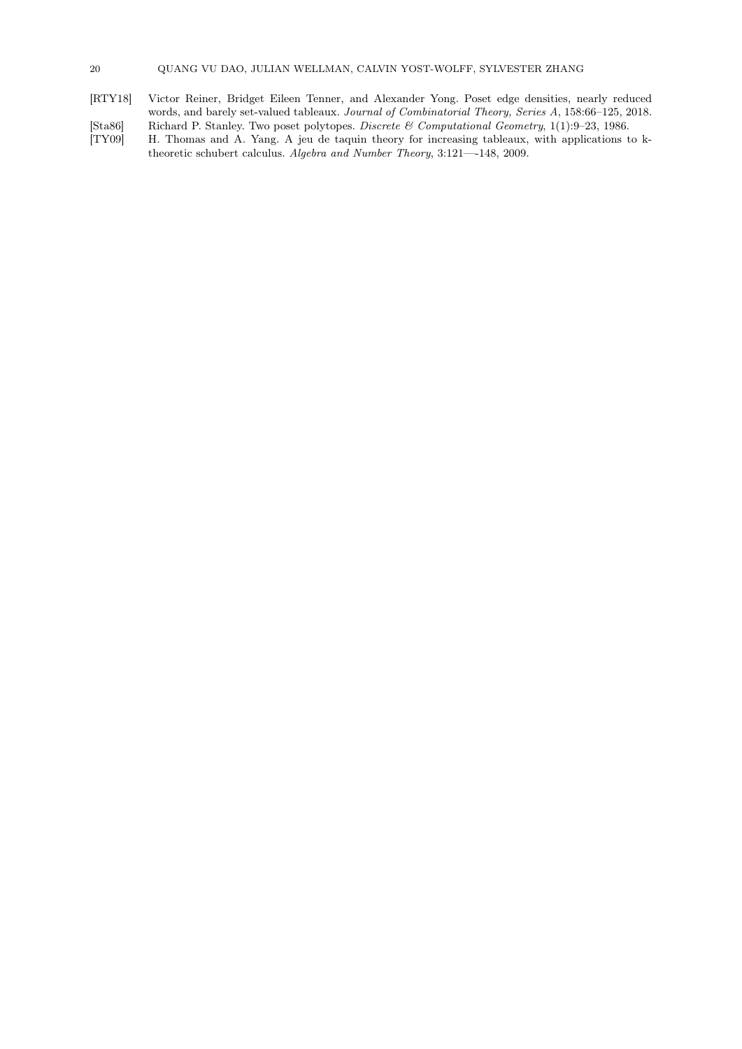[RTY18] Victor Reiner, Bridget Eileen Tenner, and Alexander Yong. Poset edge densities, nearly reduced words, and barely set-valued tableaux. *Journal of Combinatorial Theory, Series A*, 158:66–125, 2018.

[Sta86] Richard P. Stanley. Two poset polytopes. *Discrete & Computational Geometry*, 1(1):9–23, 1986.

[TY09] H. Thomas and A. Yang. A jeu de taquin theory for increasing tableaux, with applications to k-theoretic schubert calculus. *Algebra and Number Theory*, 3:121—-148, 2009.